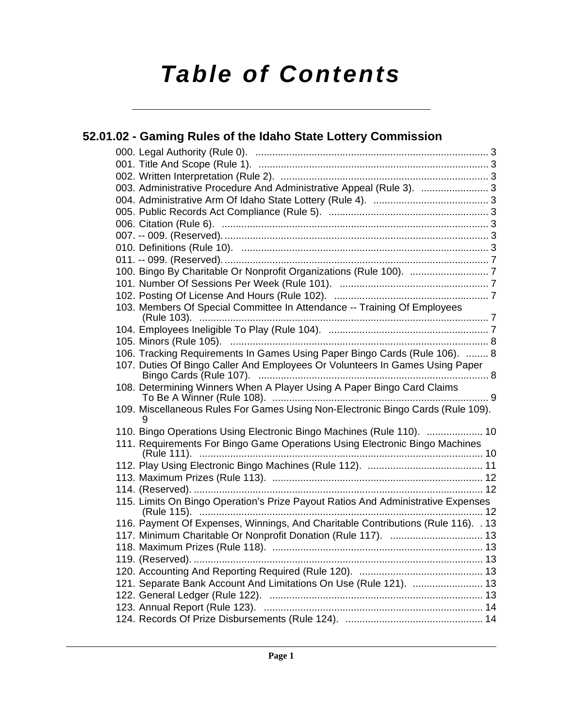# *Table of Contents*

## 52.01.02 - Gaming Rules of the Idaho State Lottery Commission

000. Legal Authority (Rule 0). ... 3
001. Title And Scope (Rule 1). ... 3
002. Written Interpretation (Rule 2). ... 3
003. Administrative Procedure And Administrative Appeal (Rule 3). ... 3
004. Administrative Arm Of Idaho State Lottery (Rule 4). ... 3
005. Public Records Act Compliance (Rule 5). ... 3
006. Citation (Rule 6). ... 3
007. -- 009. (Reserved). ... 3
010. Definitions (Rule 10). ... 3
011. -- 099. (Reserved). ... 7
100. Bingo By Charitable Or Nonprofit Organizations (Rule 100). ... 7
101. Number Of Sessions Per Week (Rule 101). ... 7
102. Posting Of License And Hours (Rule 102). ... 7
103. Members Of Special Committee In Attendance -- Training Of Employees (Rule 103). ... 7
104. Employees Ineligible To Play (Rule 104). ... 7
105. Minors (Rule 105). ... 8
106. Tracking Requirements In Games Using Paper Bingo Cards (Rule 106). ... 8
107. Duties Of Bingo Caller And Employees Or Volunteers In Games Using Paper Bingo Cards (Rule 107). ... 8
108. Determining Winners When A Player Using A Paper Bingo Card Claims To Be A Winner (Rule 108). ... 9
109. Miscellaneous Rules For Games Using Non-Electronic Bingo Cards (Rule 109). 9
110. Bingo Operations Using Electronic Bingo Machines (Rule 110). ... 10
111. Requirements For Bingo Game Operations Using Electronic Bingo Machines (Rule 111). ... 10
112. Play Using Electronic Bingo Machines (Rule 112). ... 11
113. Maximum Prizes (Rule 113). ... 12
114. (Reserved). ... 12
115. Limits On Bingo Operation's Prize Payout Ratios And Administrative Expenses (Rule 115). ... 12
116. Payment Of Expenses, Winnings, And Charitable Contributions (Rule 116). . 13
117. Minimum Charitable Or Nonprofit Donation (Rule 117). ... 13
118. Maximum Prizes (Rule 118). ... 13
119. (Reserved). ... 13
120. Accounting And Reporting Required (Rule 120). ... 13
121. Separate Bank Account And Limitations On Use (Rule 121). ... 13
122. General Ledger (Rule 122). ... 13
123. Annual Report (Rule 123). ... 14
124. Records Of Prize Disbursements (Rule 124). ... 14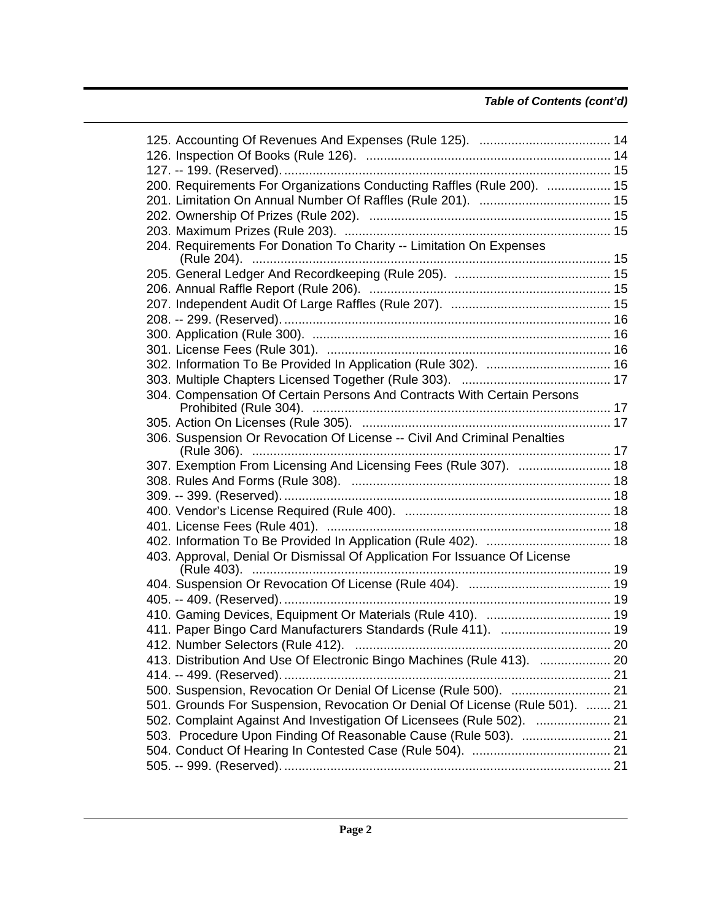*Table of Contents (cont'd)*

125. Accounting Of Revenues And Expenses (Rule 125). ..................................... 14
126. Inspection Of Books (Rule 126). ..................................................................... 14
127. -- 199. (Reserved). ............................................................................................ 15
200. Requirements For Organizations Conducting Raffles (Rule 200). .................. 15
201. Limitation On Annual Number Of Raffles (Rule 201). ..................................... 15
202. Ownership Of Prizes (Rule 202). .................................................................... 15
203. Maximum Prizes (Rule 203). ........................................................................... 15
204. Requirements For Donation To Charity -- Limitation On Expenses (Rule 204). ..................................................................................................... 15
205. General Ledger And Recordkeeping (Rule 205). ............................................ 15
206. Annual Raffle Report (Rule 206). .................................................................... 15
207. Independent Audit Of Large Raffles (Rule 207). ............................................. 15
208. -- 299. (Reserved). ............................................................................................ 16
300. Application (Rule 300). .................................................................................... 16
301. License Fees (Rule 301). ................................................................................. 16
302. Information To Be Provided In Application (Rule 302). ................................... 16
303. Multiple Chapters Licensed Together (Rule 303). .......................................... 17
304. Compensation Of Certain Persons And Contracts With Certain Persons Prohibited (Rule 304). .................................................................................... 17
305. Action On Licenses (Rule 305). ...................................................................... 17
306. Suspension Or Revocation Of License -- Civil And Criminal Penalties (Rule 306). ..................................................................................................... 17
307. Exemption From Licensing And Licensing Fees (Rule 307). .......................... 18
308. Rules And Forms (Rule 308). ......................................................................... 18
309. -- 399. (Reserved). ............................................................................................ 18
400. Vendor's License Required (Rule 400). .......................................................... 18
401. License Fees (Rule 401). ................................................................................. 18
402. Information To Be Provided In Application (Rule 402). ................................... 18
403. Approval, Denial Or Dismissal Of Application For Issuance Of License (Rule 403). ..................................................................................................... 19
404. Suspension Or Revocation Of License (Rule 404). ........................................ 19
405. -- 409. (Reserved). ............................................................................................ 19
410. Gaming Devices, Equipment Or Materials (Rule 410). ................................... 19
411. Paper Bingo Card Manufacturers Standards (Rule 411). ............................... 19
412. Number Selectors (Rule 412). ........................................................................ 20
413. Distribution And Use Of Electronic Bingo Machines (Rule 413). .................... 20
414. -- 499. (Reserved). ............................................................................................ 21
500. Suspension, Revocation Or Denial Of License (Rule 500). ............................ 21
501. Grounds For Suspension, Revocation Or Denial Of License (Rule 501). ........ 21
502. Complaint Against And Investigation Of Licensees (Rule 502). ..................... 21
503. Procedure Upon Finding Of Reasonable Cause (Rule 503). ......................... 21
504. Conduct Of Hearing In Contested Case (Rule 504). ....................................... 21
505. -- 999. (Reserved). ............................................................................................ 21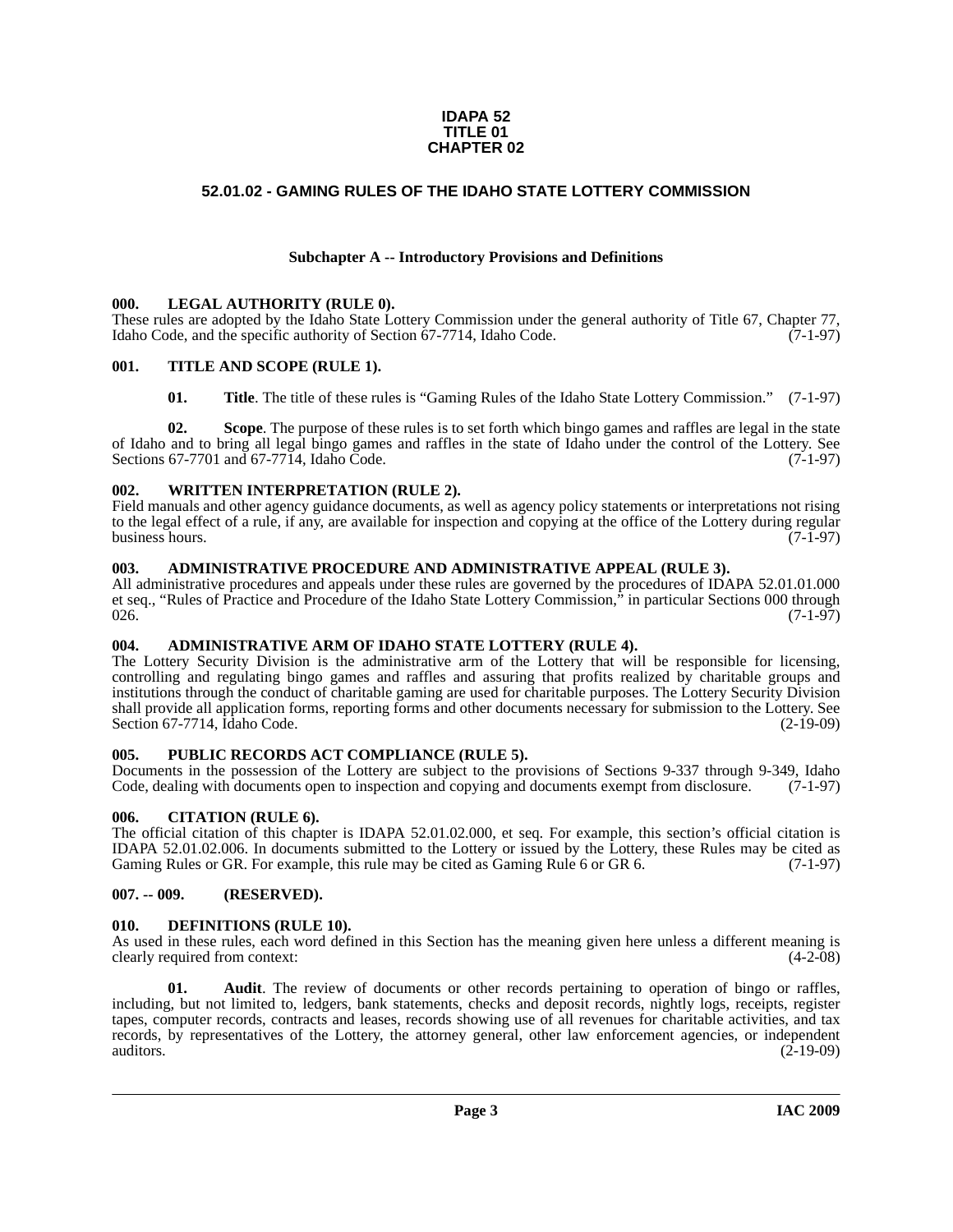**IDAPA 52**
**TITLE 01**
**CHAPTER 02**

# 52.01.02 - GAMING RULES OF THE IDAHO STATE LOTTERY COMMISSION

## Subchapter A -- Introductory Provisions and Definitions

### 000. LEGAL AUTHORITY (RULE 0).

These rules are adopted by the Idaho State Lottery Commission under the general authority of Title 67, Chapter 77, Idaho Code, and the specific authority of Section 67-7714, Idaho Code. (7-1-97)

### 001. TITLE AND SCOPE (RULE 1).

**01. Title**. The title of these rules is "Gaming Rules of the Idaho State Lottery Commission." (7-1-97)

**02. Scope**. The purpose of these rules is to set forth which bingo games and raffles are legal in the state of Idaho and to bring all legal bingo games and raffles in the state of Idaho under the control of the Lottery. See Sections 67-7701 and 67-7714, Idaho Code. (7-1-97)

### 002. WRITTEN INTERPRETATION (RULE 2).

Field manuals and other agency guidance documents, as well as agency policy statements or interpretations not rising to the legal effect of a rule, if any, are available for inspection and copying at the office of the Lottery during regular business hours. (7-1-97)

### 003. ADMINISTRATIVE PROCEDURE AND ADMINISTRATIVE APPEAL (RULE 3).

All administrative procedures and appeals under these rules are governed by the procedures of IDAPA 52.01.01.000 et seq., "Rules of Practice and Procedure of the Idaho State Lottery Commission," in particular Sections 000 through 026. (7-1-97)

### 004. ADMINISTRATIVE ARM OF IDAHO STATE LOTTERY (RULE 4).

The Lottery Security Division is the administrative arm of the Lottery that will be responsible for licensing, controlling and regulating bingo games and raffles and assuring that profits realized by charitable groups and institutions through the conduct of charitable gaming are used for charitable purposes. The Lottery Security Division shall provide all application forms, reporting forms and other documents necessary for submission to the Lottery. See Section 67-7714, Idaho Code. (2-19-09)

### 005. PUBLIC RECORDS ACT COMPLIANCE (RULE 5).

Documents in the possession of the Lottery are subject to the provisions of Sections 9-337 through 9-349, Idaho Code, dealing with documents open to inspection and copying and documents exempt from disclosure. (7-1-97)

### 006. CITATION (RULE 6).

The official citation of this chapter is IDAPA 52.01.02.000, et seq. For example, this section's official citation is IDAPA 52.01.02.006. In documents submitted to the Lottery or issued by the Lottery, these Rules may be cited as Gaming Rules or GR. For example, this rule may be cited as Gaming Rule 6 or GR 6. (7-1-97)

### 007. -- 009. (RESERVED).

### 010. DEFINITIONS (RULE 10).

As used in these rules, each word defined in this Section has the meaning given here unless a different meaning is clearly required from context: (4-2-08)

**01. Audit**. The review of documents or other records pertaining to operation of bingo or raffles, including, but not limited to, ledgers, bank statements, checks and deposit records, nightly logs, receipts, register tapes, computer records, contracts and leases, records showing use of all revenues for charitable activities, and tax records, by representatives of the Lottery, the attorney general, other law enforcement agencies, or independent auditors. (2-19-09)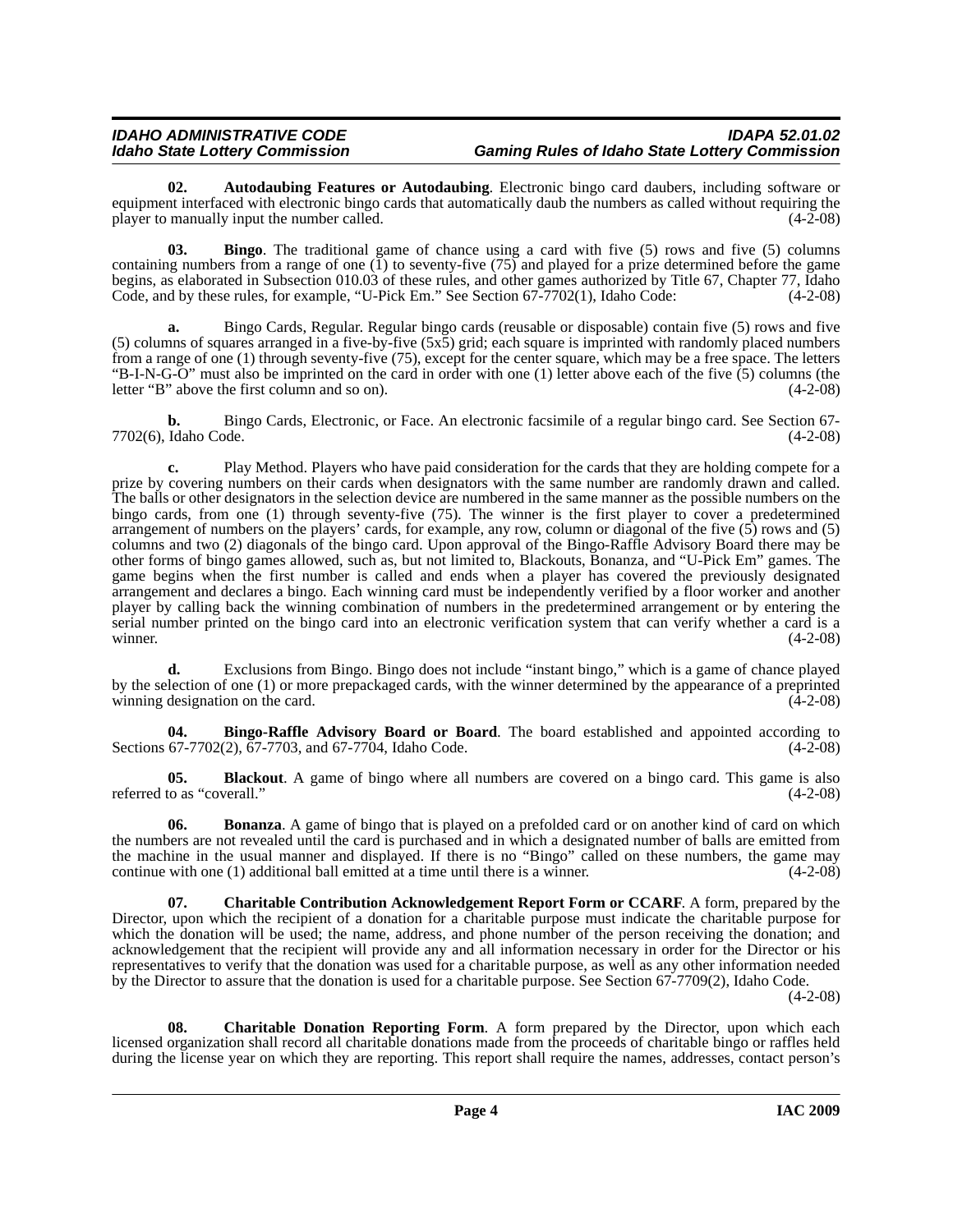**02. Autodaubing Features or Autodaubing**. Electronic bingo card daubers, including software or equipment interfaced with electronic bingo cards that automatically daub the numbers as called without requiring the player to manually input the number called. (4-2-08)

**03. Bingo**. The traditional game of chance using a card with five (5) rows and five (5) columns containing numbers from a range of one (1) to seventy-five (75) and played for a prize determined before the game begins, as elaborated in Subsection 010.03 of these rules, and other games authorized by Title 67, Chapter 77, Idaho Code, and by these rules, for example, "U-Pick Em." See Section 67-7702(1), Idaho Code: (4-2-08)

**a.** Bingo Cards, Regular. Regular bingo cards (reusable or disposable) contain five (5) rows and five (5) columns of squares arranged in a five-by-five (5x5) grid; each square is imprinted with randomly placed numbers from a range of one (1) through seventy-five (75), except for the center square, which may be a free space. The letters "B-I-N-G-O" must also be imprinted on the card in order with one (1) letter above each of the five (5) columns (the letter "B" above the first column and so on). (4-2-08)

**b.** Bingo Cards, Electronic, or Face. An electronic facsimile of a regular bingo card. See Section 67-7702(6), Idaho Code. (4-2-08)

**c.** Play Method. Players who have paid consideration for the cards that they are holding compete for a prize by covering numbers on their cards when designators with the same number are randomly drawn and called. The balls or other designators in the selection device are numbered in the same manner as the possible numbers on the bingo cards, from one (1) through seventy-five (75). The winner is the first player to cover a predetermined arrangement of numbers on the players' cards, for example, any row, column or diagonal of the five (5) rows and (5) columns and two (2) diagonals of the bingo card. Upon approval of the Bingo-Raffle Advisory Board there may be other forms of bingo games allowed, such as, but not limited to, Blackouts, Bonanza, and "U-Pick Em" games. The game begins when the first number is called and ends when a player has covered the previously designated arrangement and declares a bingo. Each winning card must be independently verified by a floor worker and another player by calling back the winning combination of numbers in the predetermined arrangement or by entering the serial number printed on the bingo card into an electronic verification system that can verify whether a card is a winner. (4-2-08)

**d.** Exclusions from Bingo. Bingo does not include "instant bingo," which is a game of chance played by the selection of one (1) or more prepackaged cards, with the winner determined by the appearance of a preprinted winning designation on the card. (4-2-08)

**04. Bingo-Raffle Advisory Board or Board**. The board established and appointed according to Sections 67-7702(2), 67-7703, and 67-7704, Idaho Code. (4-2-08)

**05. Blackout**. A game of bingo where all numbers are covered on a bingo card. This game is also referred to as "coverall." (4-2-08)

**06. Bonanza**. A game of bingo that is played on a prefolded card or on another kind of card on which the numbers are not revealed until the card is purchased and in which a designated number of balls are emitted from the machine in the usual manner and displayed. If there is no "Bingo" called on these numbers, the game may continue with one (1) additional ball emitted at a time until there is a winner. (4-2-08)

**07. Charitable Contribution Acknowledgement Report Form or CCARF**. A form, prepared by the Director, upon which the recipient of a donation for a charitable purpose must indicate the charitable purpose for which the donation will be used; the name, address, and phone number of the person receiving the donation; and acknowledgement that the recipient will provide any and all information necessary in order for the Director or his representatives to verify that the donation was used for a charitable purpose, as well as any other information needed by the Director to assure that the donation is used for a charitable purpose. See Section 67-7709(2), Idaho Code. (4-2-08)

**08. Charitable Donation Reporting Form**. A form prepared by the Director, upon which each licensed organization shall record all charitable donations made from the proceeds of charitable bingo or raffles held during the license year on which they are reporting. This report shall require the names, addresses, contact person's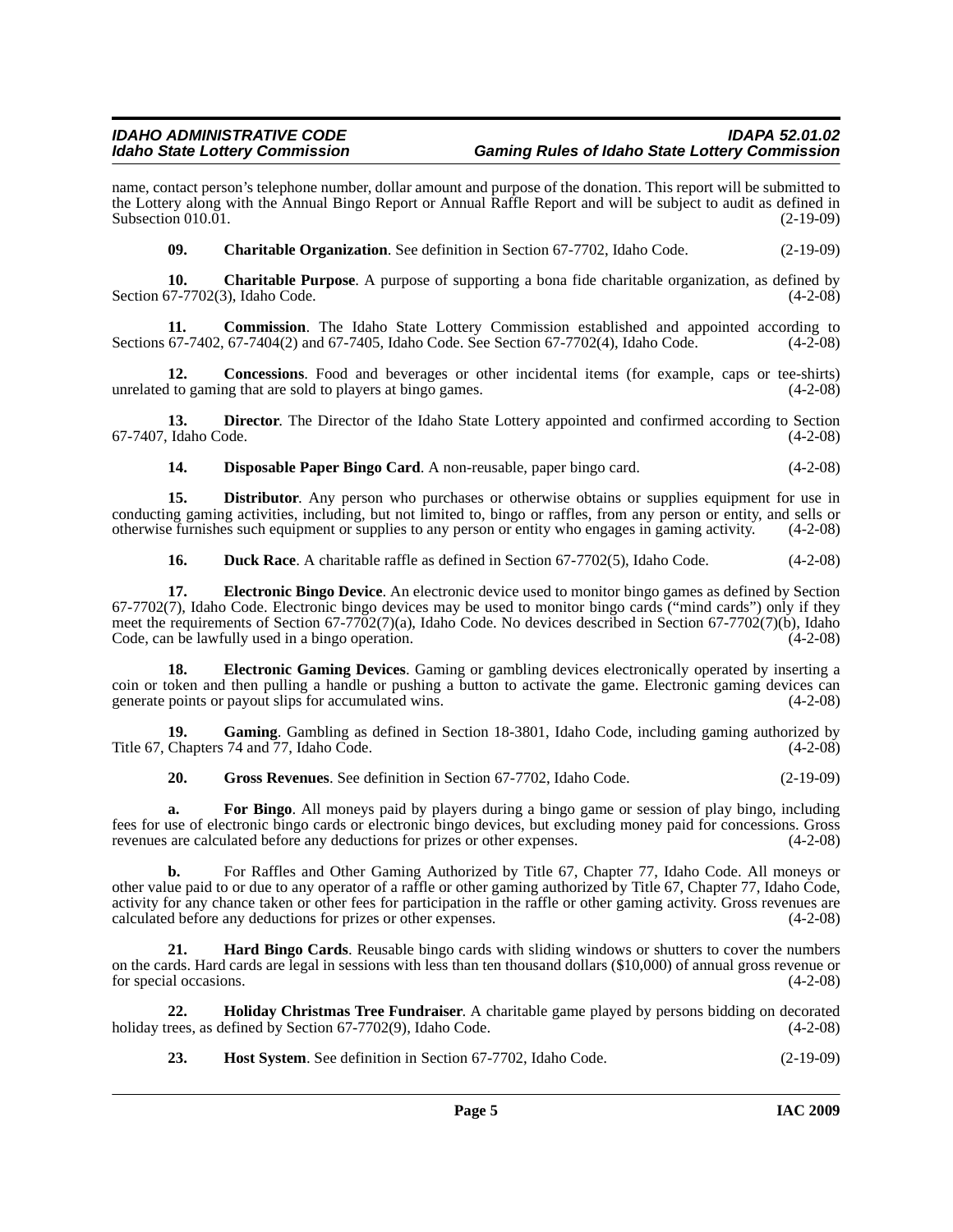name, contact person's telephone number, dollar amount and purpose of the donation. This report will be submitted to the Lottery along with the Annual Bingo Report or Annual Raffle Report and will be subject to audit as defined in Subsection 010.01. (2-19-09)

**09. Charitable Organization**. See definition in Section 67-7702, Idaho Code. (2-19-09)

**10. Charitable Purpose**. A purpose of supporting a bona fide charitable organization, as defined by Section 67-7702(3), Idaho Code. (4-2-08)

**11. Commission**. The Idaho State Lottery Commission established and appointed according to Sections 67-7402, 67-7404(2) and 67-7405, Idaho Code. See Section 67-7702(4), Idaho Code. (4-2-08)

**12. Concessions**. Food and beverages or other incidental items (for example, caps or tee-shirts) unrelated to gaming that are sold to players at bingo games. (4-2-08)

**13. Director**. The Director of the Idaho State Lottery appointed and confirmed according to Section 67-7407, Idaho Code. (4-2-08)

**14. Disposable Paper Bingo Card**. A non-reusable, paper bingo card. (4-2-08)

**15. Distributor**. Any person who purchases or otherwise obtains or supplies equipment for use in conducting gaming activities, including, but not limited to, bingo or raffles, from any person or entity, and sells or otherwise furnishes such equipment or supplies to any person or entity who engages in gaming activity. (4-2-08)

**16. Duck Race**. A charitable raffle as defined in Section 67-7702(5), Idaho Code. (4-2-08)

**17. Electronic Bingo Device**. An electronic device used to monitor bingo games as defined by Section 67-7702(7), Idaho Code. Electronic bingo devices may be used to monitor bingo cards ("mind cards") only if they meet the requirements of Section 67-7702(7)(a), Idaho Code. No devices described in Section 67-7702(7)(b), Idaho Code, can be lawfully used in a bingo operation. (4-2-08)

**18. Electronic Gaming Devices**. Gaming or gambling devices electronically operated by inserting a coin or token and then pulling a handle or pushing a button to activate the game. Electronic gaming devices can generate points or payout slips for accumulated wins. (4-2-08)

**19. Gaming**. Gambling as defined in Section 18-3801, Idaho Code, including gaming authorized by Title 67, Chapters 74 and 77, Idaho Code. (4-2-08)

**20. Gross Revenues**. See definition in Section 67-7702, Idaho Code. (2-19-09)

**a. For Bingo**. All moneys paid by players during a bingo game or session of play bingo, including fees for use of electronic bingo cards or electronic bingo devices, but excluding money paid for concessions. Gross revenues are calculated before any deductions for prizes or other expenses. (4-2-08)

**b.** For Raffles and Other Gaming Authorized by Title 67, Chapter 77, Idaho Code. All moneys or other value paid to or due to any operator of a raffle or other gaming authorized by Title 67, Chapter 77, Idaho Code, activity for any chance taken or other fees for participation in the raffle or other gaming activity. Gross revenues are calculated before any deductions for prizes or other expenses. (4-2-08)

**21. Hard Bingo Cards**. Reusable bingo cards with sliding windows or shutters to cover the numbers on the cards. Hard cards are legal in sessions with less than ten thousand dollars ($10,000) of annual gross revenue or for special occasions. (4-2-08)

**22. Holiday Christmas Tree Fundraiser**. A charitable game played by persons bidding on decorated holiday trees, as defined by Section 67-7702(9), Idaho Code. (4-2-08)

**23. Host System**. See definition in Section 67-7702, Idaho Code. (2-19-09)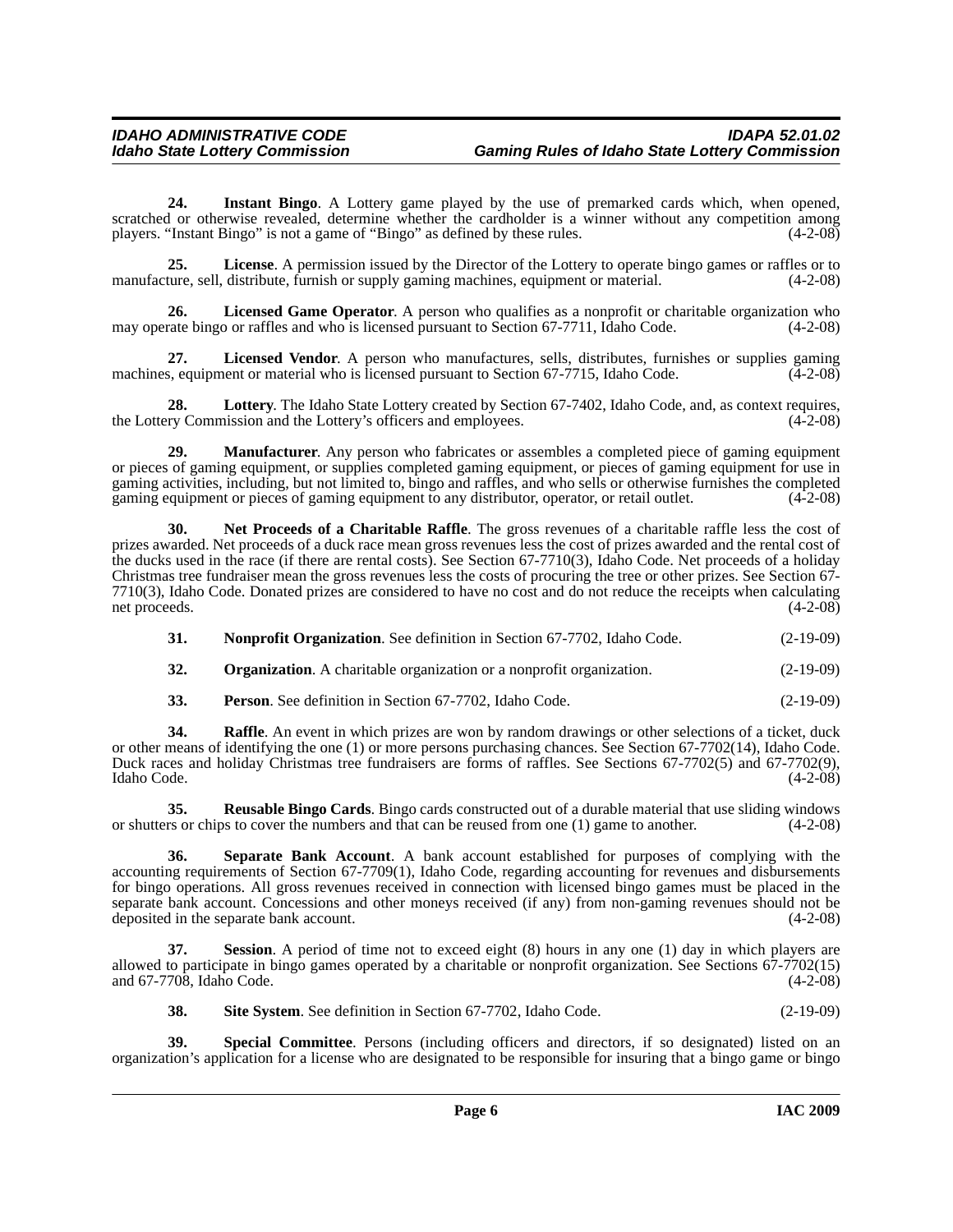**24. Instant Bingo**. A Lottery game played by the use of premarked cards which, when opened, scratched or otherwise revealed, determine whether the cardholder is a winner without any competition among players. "Instant Bingo" is not a game of "Bingo" as defined by these rules. (4-2-08)

**25. License**. A permission issued by the Director of the Lottery to operate bingo games or raffles or to manufacture, sell, distribute, furnish or supply gaming machines, equipment or material. (4-2-08)

**26. Licensed Game Operator**. A person who qualifies as a nonprofit or charitable organization who may operate bingo or raffles and who is licensed pursuant to Section 67-7711, Idaho Code. (4-2-08)

**27. Licensed Vendor**. A person who manufactures, sells, distributes, furnishes or supplies gaming machines, equipment or material who is licensed pursuant to Section 67-7715, Idaho Code. (4-2-08)

**28. Lottery**. The Idaho State Lottery created by Section 67-7402, Idaho Code, and, as context requires, the Lottery Commission and the Lottery's officers and employees. (4-2-08)

**29. Manufacturer**. Any person who fabricates or assembles a completed piece of gaming equipment or pieces of gaming equipment, or supplies completed gaming equipment, or pieces of gaming equipment for use in gaming activities, including, but not limited to, bingo and raffles, and who sells or otherwise furnishes the completed gaming equipment or pieces of gaming equipment to any distributor, operator, or retail outlet. (4-2-08)

**30. Net Proceeds of a Charitable Raffle**. The gross revenues of a charitable raffle less the cost of prizes awarded. Net proceeds of a duck race mean gross revenues less the cost of prizes awarded and the rental cost of the ducks used in the race (if there are rental costs). See Section 67-7710(3), Idaho Code. Net proceeds of a holiday Christmas tree fundraiser mean the gross revenues less the costs of procuring the tree or other prizes. See Section 67-7710(3), Idaho Code. Donated prizes are considered to have no cost and do not reduce the receipts when calculating net proceeds. (4-2-08)

**31. Nonprofit Organization**. See definition in Section 67-7702, Idaho Code. (2-19-09)

**32. Organization**. A charitable organization or a nonprofit organization. (2-19-09)

**33. Person**. See definition in Section 67-7702, Idaho Code. (2-19-09)

**34. Raffle**. An event in which prizes are won by random drawings or other selections of a ticket, duck or other means of identifying the one (1) or more persons purchasing chances. See Section 67-7702(14), Idaho Code. Duck races and holiday Christmas tree fundraisers are forms of raffles. See Sections 67-7702(5) and 67-7702(9), Idaho Code. (4-2-08)

**35. Reusable Bingo Cards**. Bingo cards constructed out of a durable material that use sliding windows or shutters or chips to cover the numbers and that can be reused from one (1) game to another. (4-2-08)

**36. Separate Bank Account**. A bank account established for purposes of complying with the accounting requirements of Section 67-7709(1), Idaho Code, regarding accounting for revenues and disbursements for bingo operations. All gross revenues received in connection with licensed bingo games must be placed in the separate bank account. Concessions and other moneys received (if any) from non-gaming revenues should not be deposited in the separate bank account. (4-2-08)

**37. Session**. A period of time not to exceed eight (8) hours in any one (1) day in which players are allowed to participate in bingo games operated by a charitable or nonprofit organization. See Sections 67-7702(15) and 67-7708, Idaho Code. (4-2-08)

**38. Site System**. See definition in Section 67-7702, Idaho Code. (2-19-09)

**39. Special Committee**. Persons (including officers and directors, if so designated) listed on an organization's application for a license who are designated to be responsible for insuring that a bingo game or bingo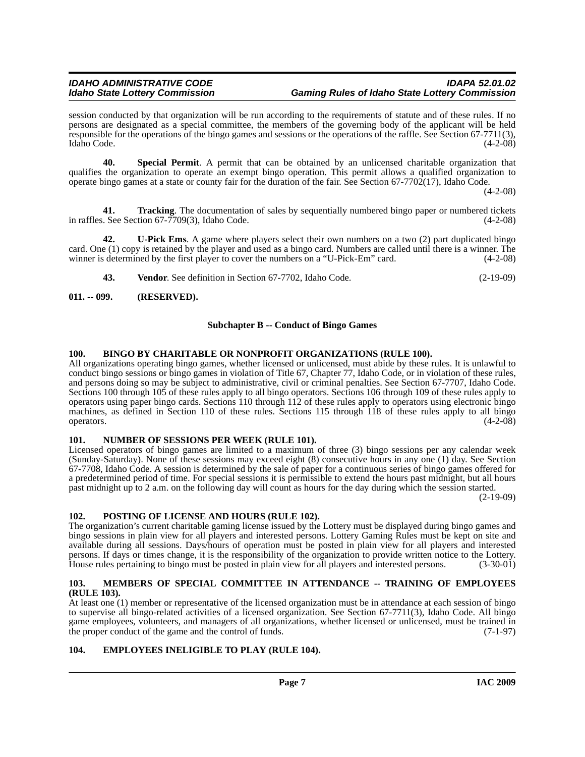session conducted by that organization will be run according to the requirements of statute and of these rules. If no persons are designated as a special committee, the members of the governing body of the applicant will be held responsible for the operations of the bingo games and sessions or the operations of the raffle. See Section 67-7711(3), Idaho Code. (4-2-08)

**40. Special Permit**. A permit that can be obtained by an unlicensed charitable organization that qualifies the organization to operate an exempt bingo operation. This permit allows a qualified organization to operate bingo games at a state or county fair for the duration of the fair. See Section 67-7702(17), Idaho Code. (4-2-08)

**41. Tracking**. The documentation of sales by sequentially numbered bingo paper or numbered tickets in raffles. See Section 67-7709(3), Idaho Code. (4-2-08)

**42. U-Pick Ems**. A game where players select their own numbers on a two (2) part duplicated bingo card. One (1) copy is retained by the player and used as a bingo card. Numbers are called until there is a winner. The winner is determined by the first player to cover the numbers on a "U-Pick-Em" card. (4-2-08)

**43. Vendor**. See definition in Section 67-7702, Idaho Code. (2-19-09)

**011. -- 099. (RESERVED).**

### Subchapter B -- Conduct of Bingo Games

**100. BINGO BY CHARITABLE OR NONPROFIT ORGANIZATIONS (RULE 100).**

All organizations operating bingo games, whether licensed or unlicensed, must abide by these rules. It is unlawful to conduct bingo sessions or bingo games in violation of Title 67, Chapter 77, Idaho Code, or in violation of these rules, and persons doing so may be subject to administrative, civil or criminal penalties. See Section 67-7707, Idaho Code. Sections 100 through 105 of these rules apply to all bingo operators. Sections 106 through 109 of these rules apply to operators using paper bingo cards. Sections 110 through 112 of these rules apply to operators using electronic bingo machines, as defined in Section 110 of these rules. Sections 115 through 118 of these rules apply to all bingo operators. (4-2-08)

**101. NUMBER OF SESSIONS PER WEEK (RULE 101).**

Licensed operators of bingo games are limited to a maximum of three (3) bingo sessions per any calendar week (Sunday-Saturday). None of these sessions may exceed eight (8) consecutive hours in any one (1) day. See Section 67-7708, Idaho Code. A session is determined by the sale of paper for a continuous series of bingo games offered for a predetermined period of time. For special sessions it is permissible to extend the hours past midnight, but all hours past midnight up to 2 a.m. on the following day will count as hours for the day during which the session started. (2-19-09)

**102. POSTING OF LICENSE AND HOURS (RULE 102).**

The organization's current charitable gaming license issued by the Lottery must be displayed during bingo games and bingo sessions in plain view for all players and interested persons. Lottery Gaming Rules must be kept on site and available during all sessions. Days/hours of operation must be posted in plain view for all players and interested persons. If days or times change, it is the responsibility of the organization to provide written notice to the Lottery. House rules pertaining to bingo must be posted in plain view for all players and interested persons. (3-30-01)

**103. MEMBERS OF SPECIAL COMMITTEE IN ATTENDANCE -- TRAINING OF EMPLOYEES (RULE 103).**

At least one (1) member or representative of the licensed organization must be in attendance at each session of bingo to supervise all bingo-related activities of a licensed organization. See Section 67-7711(3), Idaho Code. All bingo game employees, volunteers, and managers of all organizations, whether licensed or unlicensed, must be trained in the proper conduct of the game and the control of funds. (7-1-97)

**104. EMPLOYEES INELIGIBLE TO PLAY (RULE 104).**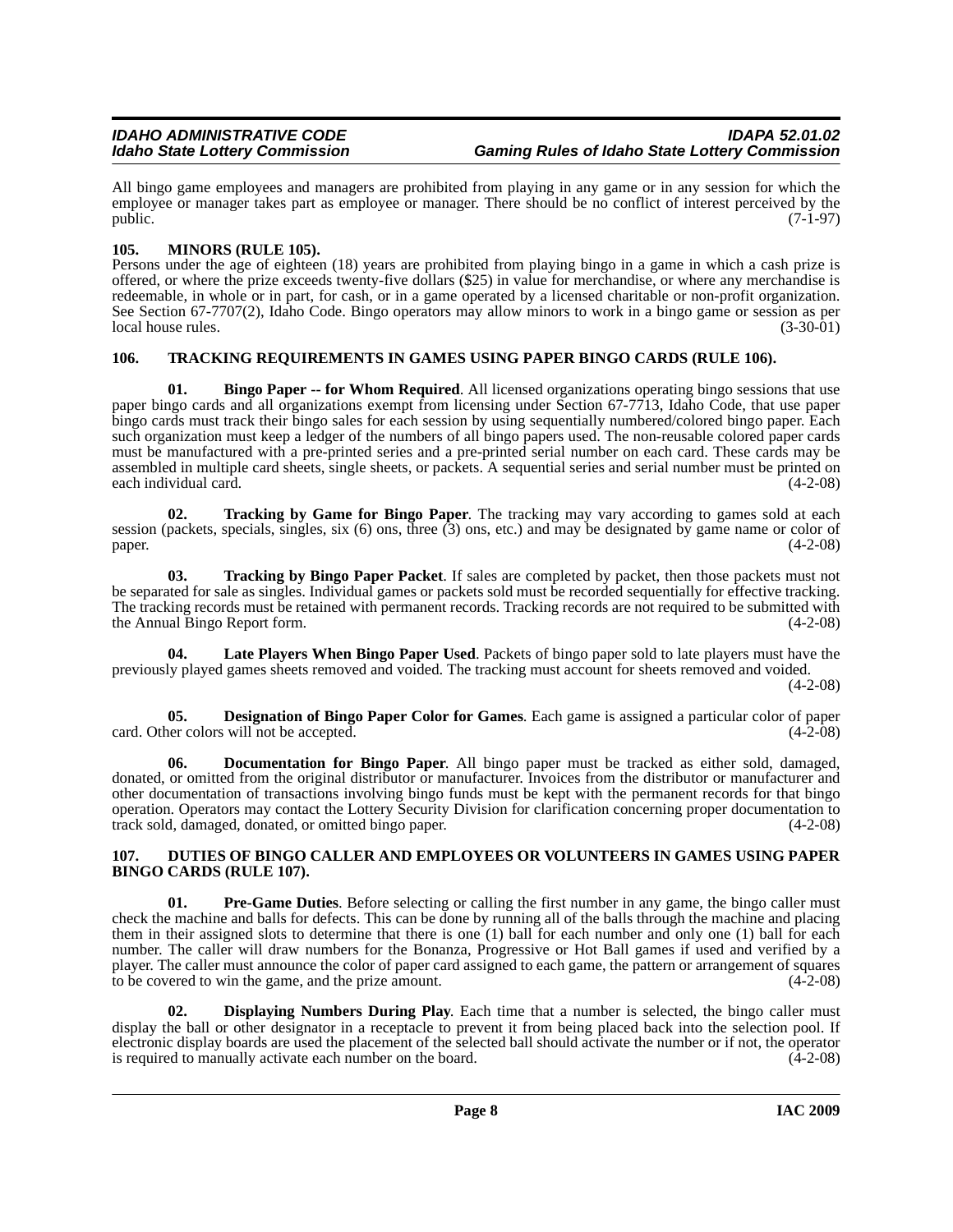All bingo game employees and managers are prohibited from playing in any game or in any session for which the employee or manager takes part as employee or manager. There should be no conflict of interest perceived by the public. (7-1-97)

**105. MINORS (RULE 105).**

Persons under the age of eighteen (18) years are prohibited from playing bingo in a game in which a cash prize is offered, or where the prize exceeds twenty-five dollars ($25) in value for merchandise, or where any merchandise is redeemable, in whole or in part, for cash, or in a game operated by a licensed charitable or non-profit organization. See Section 67-7707(2), Idaho Code. Bingo operators may allow minors to work in a bingo game or session as per local house rules. (3-30-01)

**106. TRACKING REQUIREMENTS IN GAMES USING PAPER BINGO CARDS (RULE 106).**

**01. Bingo Paper -- for Whom Required**. All licensed organizations operating bingo sessions that use paper bingo cards and all organizations exempt from licensing under Section 67-7713, Idaho Code, that use paper bingo cards must track their bingo sales for each session by using sequentially numbered/colored bingo paper. Each such organization must keep a ledger of the numbers of all bingo papers used. The non-reusable colored paper cards must be manufactured with a pre-printed series and a pre-printed serial number on each card. These cards may be assembled in multiple card sheets, single sheets, or packets. A sequential series and serial number must be printed on each individual card. (4-2-08)

**02. Tracking by Game for Bingo Paper**. The tracking may vary according to games sold at each session (packets, specials, singles, six (6) ons, three (3) ons, etc.) and may be designated by game name or color of paper. (4-2-08)

**03. Tracking by Bingo Paper Packet**. If sales are completed by packet, then those packets must not be separated for sale as singles. Individual games or packets sold must be recorded sequentially for effective tracking. The tracking records must be retained with permanent records. Tracking records are not required to be submitted with the Annual Bingo Report form. (4-2-08)

**04. Late Players When Bingo Paper Used**. Packets of bingo paper sold to late players must have the previously played games sheets removed and voided. The tracking must account for sheets removed and voided. (4-2-08)

**05. Designation of Bingo Paper Color for Games**. Each game is assigned a particular color of paper card. Other colors will not be accepted. (4-2-08)

**06. Documentation for Bingo Paper**. All bingo paper must be tracked as either sold, damaged, donated, or omitted from the original distributor or manufacturer. Invoices from the distributor or manufacturer and other documentation of transactions involving bingo funds must be kept with the permanent records for that bingo operation. Operators may contact the Lottery Security Division for clarification concerning proper documentation to track sold, damaged, donated, or omitted bingo paper. (4-2-08)

**107. DUTIES OF BINGO CALLER AND EMPLOYEES OR VOLUNTEERS IN GAMES USING PAPER BINGO CARDS (RULE 107).**

**01. Pre-Game Duties**. Before selecting or calling the first number in any game, the bingo caller must check the machine and balls for defects. This can be done by running all of the balls through the machine and placing them in their assigned slots to determine that there is one (1) ball for each number and only one (1) ball for each number. The caller will draw numbers for the Bonanza, Progressive or Hot Ball games if used and verified by a player. The caller must announce the color of paper card assigned to each game, the pattern or arrangement of squares to be covered to win the game, and the prize amount. (4-2-08)

**02. Displaying Numbers During Play**. Each time that a number is selected, the bingo caller must display the ball or other designator in a receptacle to prevent it from being placed back into the selection pool. If electronic display boards are used the placement of the selected ball should activate the number or if not, the operator is required to manually activate each number on the board. (4-2-08)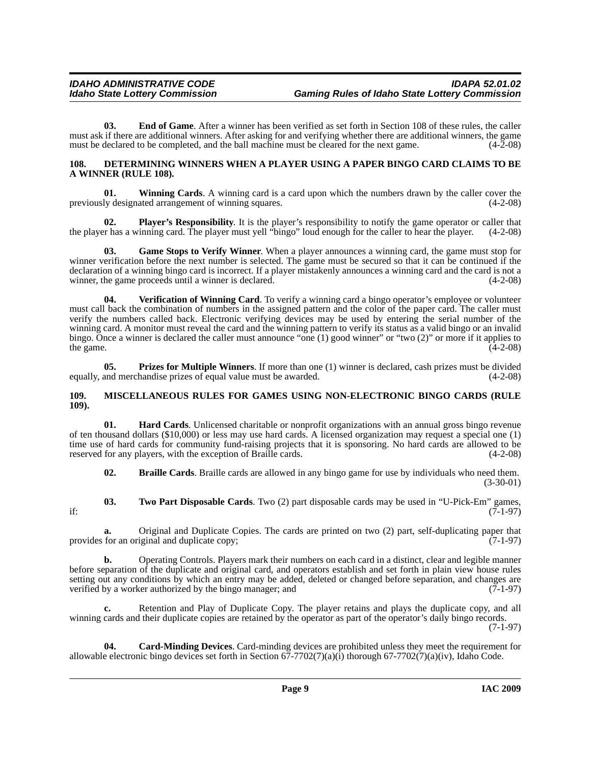**03. End of Game**. After a winner has been verified as set forth in Section 108 of these rules, the caller must ask if there are additional winners. After asking for and verifying whether there are additional winners, the game must be declared to be completed, and the ball machine must be cleared for the next game. (4-2-08)

## 108. DETERMINING WINNERS WHEN A PLAYER USING A PAPER BINGO CARD CLAIMS TO BE A WINNER (RULE 108).

**01. Winning Cards**. A winning card is a card upon which the numbers drawn by the caller cover the previously designated arrangement of winning squares. (4-2-08)

**02. Player's Responsibility**. It is the player's responsibility to notify the game operator or caller that the player has a winning card. The player must yell "bingo" loud enough for the caller to hear the player. (4-2-08)

**03. Game Stops to Verify Winner**. When a player announces a winning card, the game must stop for winner verification before the next number is selected. The game must be secured so that it can be continued if the declaration of a winning bingo card is incorrect. If a player mistakenly announces a winning card and the card is not a winner, the game proceeds until a winner is declared. (4-2-08)

**04. Verification of Winning Card**. To verify a winning card a bingo operator's employee or volunteer must call back the combination of numbers in the assigned pattern and the color of the paper card. The caller must verify the numbers called back. Electronic verifying devices may be used by entering the serial number of the winning card. A monitor must reveal the card and the winning pattern to verify its status as a valid bingo or an invalid bingo. Once a winner is declared the caller must announce "one (1) good winner" or "two (2)" or more if it applies to the game. (4-2-08)

**05. Prizes for Multiple Winners**. If more than one (1) winner is declared, cash prizes must be divided equally, and merchandise prizes of equal value must be awarded. (4-2-08)

## 109. MISCELLANEOUS RULES FOR GAMES USING NON-ELECTRONIC BINGO CARDS (RULE 109).

**01. Hard Cards**. Unlicensed charitable or nonprofit organizations with an annual gross bingo revenue of ten thousand dollars ($10,000) or less may use hard cards. A licensed organization may request a special one (1) time use of hard cards for community fund-raising projects that it is sponsoring. No hard cards are allowed to be reserved for any players, with the exception of Braille cards. (4-2-08)

**02. Braille Cards**. Braille cards are allowed in any bingo game for use by individuals who need them. (3-30-01)

**03. Two Part Disposable Cards**. Two (2) part disposable cards may be used in "U-Pick-Em" games, if: (7-1-97)

**a.** Original and Duplicate Copies. The cards are printed on two (2) part, self-duplicating paper that provides for an original and duplicate copy; (7-1-97)

**b.** Operating Controls. Players mark their numbers on each card in a distinct, clear and legible manner before separation of the duplicate and original card, and operators establish and set forth in plain view house rules setting out any conditions by which an entry may be added, deleted or changed before separation, and changes are verified by a worker authorized by the bingo manager; and (7-1-97)

**c.** Retention and Play of Duplicate Copy. The player retains and plays the duplicate copy, and all winning cards and their duplicate copies are retained by the operator as part of the operator's daily bingo records. (7-1-97)

**04. Card-Minding Devices**. Card-minding devices are prohibited unless they meet the requirement for allowable electronic bingo devices set forth in Section 67-7702(7)(a)(i) thorough 67-7702(7)(a)(iv), Idaho Code.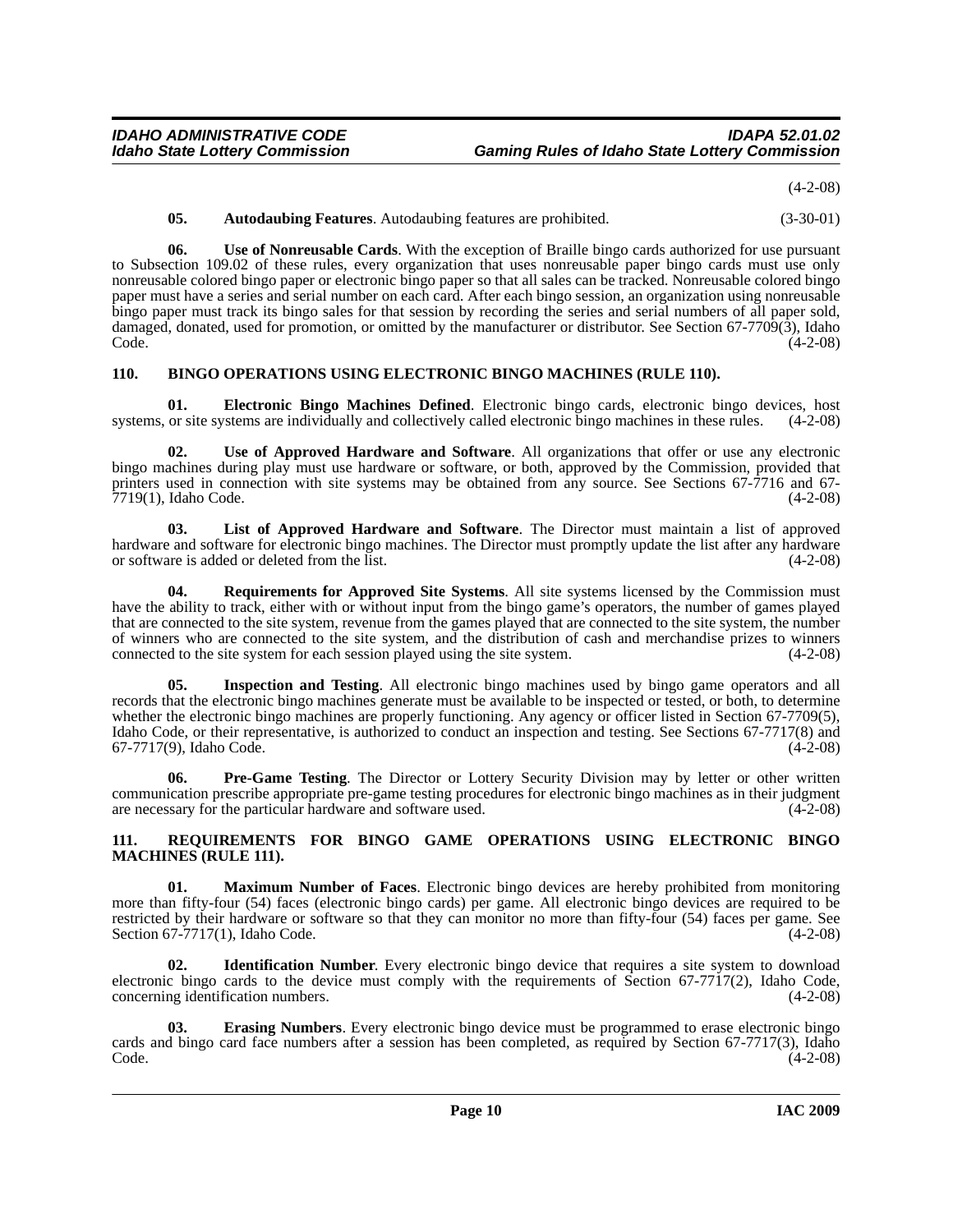(4-2-08)

**05. Autodaubing Features**. Autodaubing features are prohibited. (3-30-01)

**06. Use of Nonreusable Cards**. With the exception of Braille bingo cards authorized for use pursuant to Subsection 109.02 of these rules, every organization that uses nonreusable paper bingo cards must use only nonreusable colored bingo paper or electronic bingo paper so that all sales can be tracked. Nonreusable colored bingo paper must have a series and serial number on each card. After each bingo session, an organization using nonreusable bingo paper must track its bingo sales for that session by recording the series and serial numbers of all paper sold, damaged, donated, used for promotion, or omitted by the manufacturer or distributor. See Section 67-7709(3), Idaho Code. (4-2-08)

## 110. BINGO OPERATIONS USING ELECTRONIC BINGO MACHINES (RULE 110).

**01. Electronic Bingo Machines Defined**. Electronic bingo cards, electronic bingo devices, host systems, or site systems are individually and collectively called electronic bingo machines in these rules. (4-2-08)

**02. Use of Approved Hardware and Software**. All organizations that offer or use any electronic bingo machines during play must use hardware or software, or both, approved by the Commission, provided that printers used in connection with site systems may be obtained from any source. See Sections 67-7716 and 67-7719(1), Idaho Code. (4-2-08)

**03. List of Approved Hardware and Software**. The Director must maintain a list of approved hardware and software for electronic bingo machines. The Director must promptly update the list after any hardware or software is added or deleted from the list. (4-2-08)

**04. Requirements for Approved Site Systems**. All site systems licensed by the Commission must have the ability to track, either with or without input from the bingo game's operators, the number of games played that are connected to the site system, revenue from the games played that are connected to the site system, the number of winners who are connected to the site system, and the distribution of cash and merchandise prizes to winners connected to the site system for each session played using the site system. (4-2-08)

**05. Inspection and Testing**. All electronic bingo machines used by bingo game operators and all records that the electronic bingo machines generate must be available to be inspected or tested, or both, to determine whether the electronic bingo machines are properly functioning. Any agency or officer listed in Section 67-7709(5), Idaho Code, or their representative, is authorized to conduct an inspection and testing. See Sections 67-7717(8) and 67-7717(9), Idaho Code. (4-2-08)

**06. Pre-Game Testing**. The Director or Lottery Security Division may by letter or other written communication prescribe appropriate pre-game testing procedures for electronic bingo machines as in their judgment are necessary for the particular hardware and software used. (4-2-08)

## 111. REQUIREMENTS FOR BINGO GAME OPERATIONS USING ELECTRONIC BINGO MACHINES (RULE 111).

**01. Maximum Number of Faces**. Electronic bingo devices are hereby prohibited from monitoring more than fifty-four (54) faces (electronic bingo cards) per game. All electronic bingo devices are required to be restricted by their hardware or software so that they can monitor no more than fifty-four (54) faces per game. See Section 67-7717(1), Idaho Code. (4-2-08)

**02. Identification Number**. Every electronic bingo device that requires a site system to download electronic bingo cards to the device must comply with the requirements of Section 67-7717(2), Idaho Code, concerning identification numbers. (4-2-08)

**03. Erasing Numbers**. Every electronic bingo device must be programmed to erase electronic bingo cards and bingo card face numbers after a session has been completed, as required by Section 67-7717(3), Idaho Code. (4-2-08)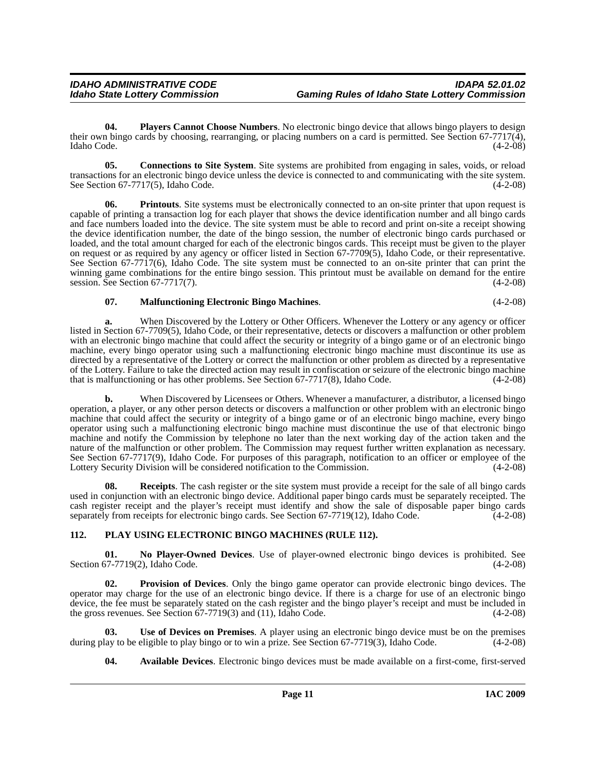**04. Players Cannot Choose Numbers**. No electronic bingo device that allows bingo players to design their own bingo cards by choosing, rearranging, or placing numbers on a card is permitted. See Section 67-7717(4), Idaho Code. (4-2-08)

**05. Connections to Site System**. Site systems are prohibited from engaging in sales, voids, or reload transactions for an electronic bingo device unless the device is connected to and communicating with the site system. See Section 67-7717(5), Idaho Code. (4-2-08)

**06. Printouts**. Site systems must be electronically connected to an on-site printer that upon request is capable of printing a transaction log for each player that shows the device identification number and all bingo cards and face numbers loaded into the device. The site system must be able to record and print on-site a receipt showing the device identification number, the date of the bingo session, the number of electronic bingo cards purchased or loaded, and the total amount charged for each of the electronic bingos cards. This receipt must be given to the player on request or as required by any agency or officer listed in Section 67-7709(5), Idaho Code, or their representative. See Section 67-7717(6), Idaho Code. The site system must be connected to an on-site printer that can print the winning game combinations for the entire bingo session. This printout must be available on demand for the entire session. See Section 67-7717(7). (4-2-08)

**07. Malfunctioning Electronic Bingo Machines**. (4-2-08)

**a.** When Discovered by the Lottery or Other Officers. Whenever the Lottery or any agency or officer listed in Section 67-7709(5), Idaho Code, or their representative, detects or discovers a malfunction or other problem with an electronic bingo machine that could affect the security or integrity of a bingo game or of an electronic bingo machine, every bingo operator using such a malfunctioning electronic bingo machine must discontinue its use as directed by a representative of the Lottery or correct the malfunction or other problem as directed by a representative of the Lottery. Failure to take the directed action may result in confiscation or seizure of the electronic bingo machine that is malfunctioning or has other problems. See Section 67-7717(8), Idaho Code. (4-2-08)

**b.** When Discovered by Licensees or Others. Whenever a manufacturer, a distributor, a licensed bingo operation, a player, or any other person detects or discovers a malfunction or other problem with an electronic bingo machine that could affect the security or integrity of a bingo game or of an electronic bingo machine, every bingo operator using such a malfunctioning electronic bingo machine must discontinue the use of that electronic bingo machine and notify the Commission by telephone no later than the next working day of the action taken and the nature of the malfunction or other problem. The Commission may request further written explanation as necessary. See Section 67-7717(9), Idaho Code. For purposes of this paragraph, notification to an officer or employee of the Lottery Security Division will be considered notification to the Commission. (4-2-08)

**08. Receipts**. The cash register or the site system must provide a receipt for the sale of all bingo cards used in conjunction with an electronic bingo device. Additional paper bingo cards must be separately receipted. The cash register receipt and the player's receipt must identify and show the sale of disposable paper bingo cards separately from receipts for electronic bingo cards. See Section 67-7719(12), Idaho Code. (4-2-08)

### 112. PLAY USING ELECTRONIC BINGO MACHINES (RULE 112).

**01. No Player-Owned Devices**. Use of player-owned electronic bingo devices is prohibited. See Section 67-7719(2), Idaho Code. (4-2-08)

**02. Provision of Devices**. Only the bingo game operator can provide electronic bingo devices. The operator may charge for the use of an electronic bingo device. If there is a charge for use of an electronic bingo device, the fee must be separately stated on the cash register and the bingo player's receipt and must be included in the gross revenues. See Section 67-7719(3) and (11), Idaho Code. (4-2-08)

**03. Use of Devices on Premises**. A player using an electronic bingo device must be on the premises during play to be eligible to play bingo or to win a prize. See Section 67-7719(3), Idaho Code. (4-2-08)

**04. Available Devices**. Electronic bingo devices must be made available on a first-come, first-served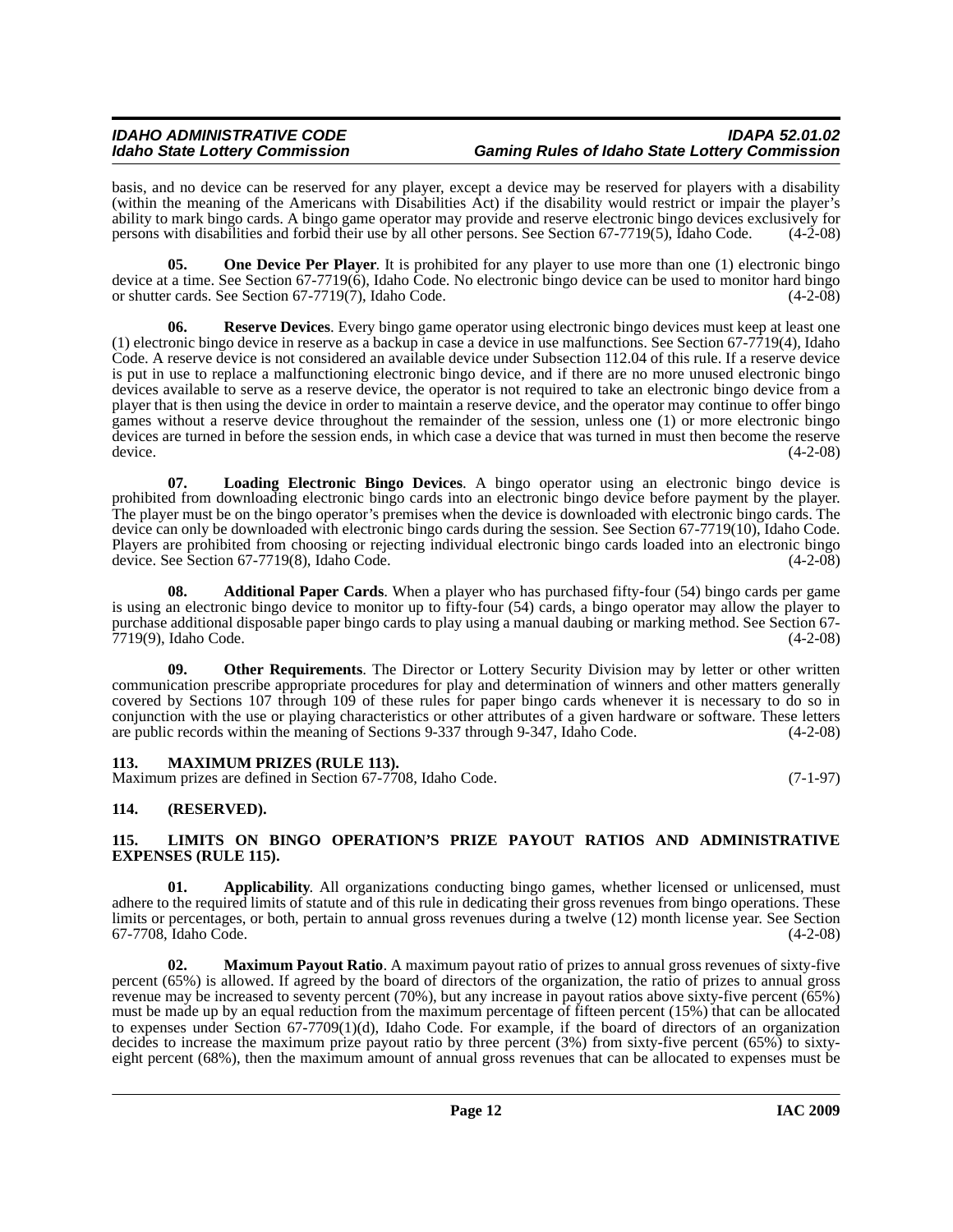basis, and no device can be reserved for any player, except a device may be reserved for players with a disability (within the meaning of the Americans with Disabilities Act) if the disability would restrict or impair the player's ability to mark bingo cards. A bingo game operator may provide and reserve electronic bingo devices exclusively for persons with disabilities and forbid their use by all other persons. See Section 67-7719(5), Idaho Code. (4-2-08)

**05. One Device Per Player**. It is prohibited for any player to use more than one (1) electronic bingo device at a time. See Section 67-7719(6), Idaho Code. No electronic bingo device can be used to monitor hard bingo or shutter cards. See Section 67-7719(7), Idaho Code. (4-2-08)

**06. Reserve Devices**. Every bingo game operator using electronic bingo devices must keep at least one (1) electronic bingo device in reserve as a backup in case a device in use malfunctions. See Section 67-7719(4), Idaho Code. A reserve device is not considered an available device under Subsection 112.04 of this rule. If a reserve device is put in use to replace a malfunctioning electronic bingo device, and if there are no more unused electronic bingo devices available to serve as a reserve device, the operator is not required to take an electronic bingo device from a player that is then using the device in order to maintain a reserve device, and the operator may continue to offer bingo games without a reserve device throughout the remainder of the session, unless one (1) or more electronic bingo devices are turned in before the session ends, in which case a device that was turned in must then become the reserve device. (4-2-08)

**07. Loading Electronic Bingo Devices**. A bingo operator using an electronic bingo device is prohibited from downloading electronic bingo cards into an electronic bingo device before payment by the player. The player must be on the bingo operator's premises when the device is downloaded with electronic bingo cards. The device can only be downloaded with electronic bingo cards during the session. See Section 67-7719(10), Idaho Code. Players are prohibited from choosing or rejecting individual electronic bingo cards loaded into an electronic bingo device. See Section 67-7719(8), Idaho Code. (4-2-08)

**08. Additional Paper Cards**. When a player who has purchased fifty-four (54) bingo cards per game is using an electronic bingo device to monitor up to fifty-four (54) cards, a bingo operator may allow the player to purchase additional disposable paper bingo cards to play using a manual daubing or marking method. See Section 67-7719(9), Idaho Code. (4-2-08)

**09. Other Requirements**. The Director or Lottery Security Division may by letter or other written communication prescribe appropriate procedures for play and determination of winners and other matters generally covered by Sections 107 through 109 of these rules for paper bingo cards whenever it is necessary to do so in conjunction with the use or playing characteristics or other attributes of a given hardware or software. These letters are public records within the meaning of Sections 9-337 through 9-347, Idaho Code. (4-2-08)

## 113. MAXIMUM PRIZES (RULE 113).

Maximum prizes are defined in Section 67-7708, Idaho Code. (7-1-97)

## 114. (RESERVED).

## 115. LIMITS ON BINGO OPERATION'S PRIZE PAYOUT RATIOS AND ADMINISTRATIVE EXPENSES (RULE 115).

**01. Applicability**. All organizations conducting bingo games, whether licensed or unlicensed, must adhere to the required limits of statute and of this rule in dedicating their gross revenues from bingo operations. These limits or percentages, or both, pertain to annual gross revenues during a twelve (12) month license year. See Section 67-7708, Idaho Code. (4-2-08)

**02. Maximum Payout Ratio**. A maximum payout ratio of prizes to annual gross revenues of sixty-five percent (65%) is allowed. If agreed by the board of directors of the organization, the ratio of prizes to annual gross revenue may be increased to seventy percent (70%), but any increase in payout ratios above sixty-five percent (65%) must be made up by an equal reduction from the maximum percentage of fifteen percent (15%) that can be allocated to expenses under Section 67-7709(1)(d), Idaho Code. For example, if the board of directors of an organization decides to increase the maximum prize payout ratio by three percent (3%) from sixty-five percent (65%) to sixty-eight percent (68%), then the maximum amount of annual gross revenues that can be allocated to expenses must be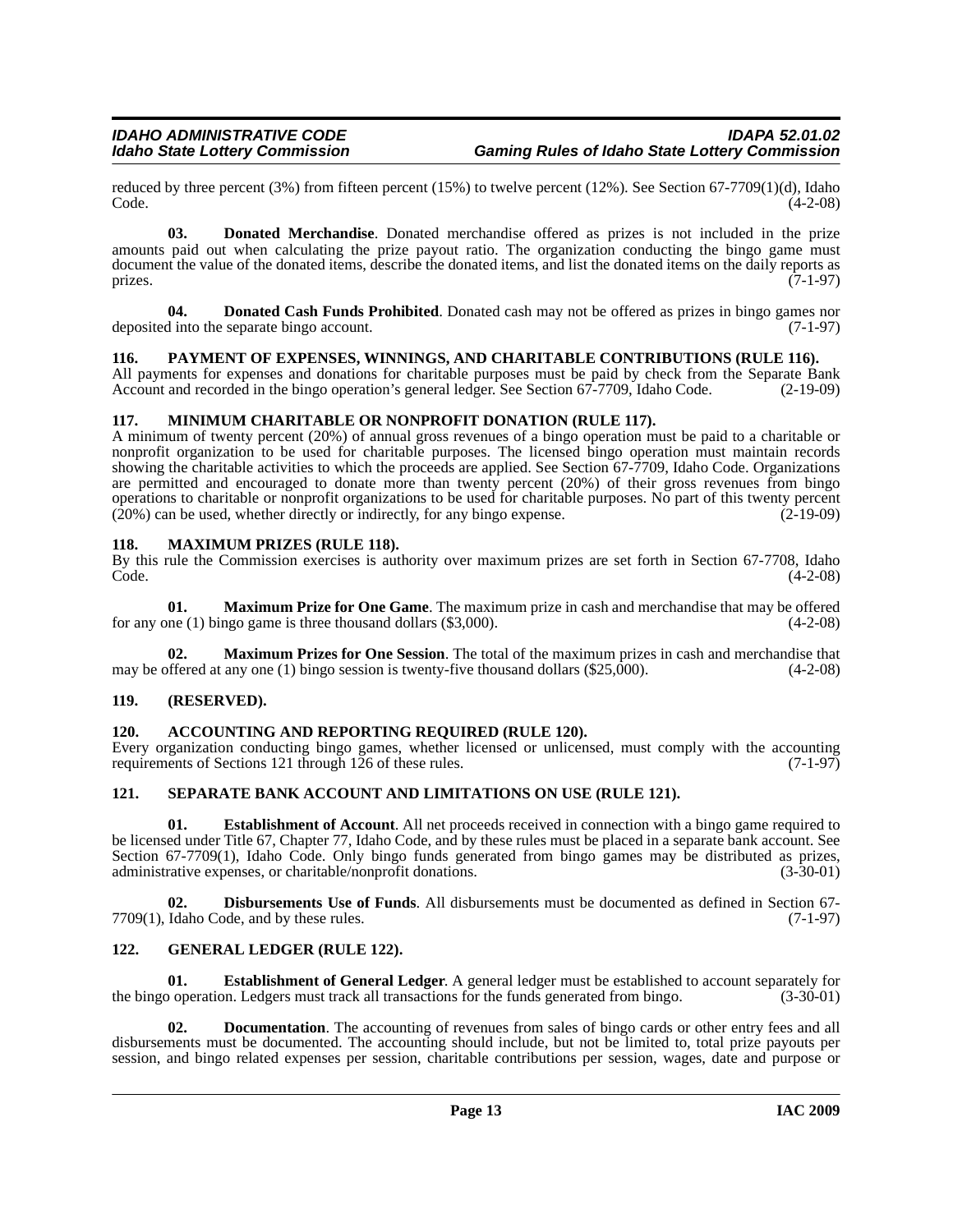reduced by three percent (3%) from fifteen percent (15%) to twelve percent (12%). See Section 67-7709(1)(d), Idaho Code. (4-2-08)

**03. Donated Merchandise**. Donated merchandise offered as prizes is not included in the prize amounts paid out when calculating the prize payout ratio. The organization conducting the bingo game must document the value of the donated items, describe the donated items, and list the donated items on the daily reports as prizes. (7-1-97)

**04. Donated Cash Funds Prohibited**. Donated cash may not be offered as prizes in bingo games nor deposited into the separate bingo account. (7-1-97)

## 116. PAYMENT OF EXPENSES, WINNINGS, AND CHARITABLE CONTRIBUTIONS (RULE 116).

All payments for expenses and donations for charitable purposes must be paid by check from the Separate Bank Account and recorded in the bingo operation's general ledger. See Section 67-7709, Idaho Code. (2-19-09)

## 117. MINIMUM CHARITABLE OR NONPROFIT DONATION (RULE 117).

A minimum of twenty percent (20%) of annual gross revenues of a bingo operation must be paid to a charitable or nonprofit organization to be used for charitable purposes. The licensed bingo operation must maintain records showing the charitable activities to which the proceeds are applied. See Section 67-7709, Idaho Code. Organizations are permitted and encouraged to donate more than twenty percent (20%) of their gross revenues from bingo operations to charitable or nonprofit organizations to be used for charitable purposes. No part of this twenty percent (20%) can be used, whether directly or indirectly, for any bingo expense. (2-19-09)

## 118. MAXIMUM PRIZES (RULE 118).

By this rule the Commission exercises is authority over maximum prizes are set forth in Section 67-7708, Idaho Code. (4-2-08)

**01. Maximum Prize for One Game**. The maximum prize in cash and merchandise that may be offered for any one (1) bingo game is three thousand dollars ($3,000). (4-2-08)

**02. Maximum Prizes for One Session**. The total of the maximum prizes in cash and merchandise that may be offered at any one (1) bingo session is twenty-five thousand dollars ($25,000). (4-2-08)

## 119. (RESERVED).

## 120. ACCOUNTING AND REPORTING REQUIRED (RULE 120).

Every organization conducting bingo games, whether licensed or unlicensed, must comply with the accounting requirements of Sections 121 through 126 of these rules. (7-1-97)

## 121. SEPARATE BANK ACCOUNT AND LIMITATIONS ON USE (RULE 121).

**01. Establishment of Account**. All net proceeds received in connection with a bingo game required to be licensed under Title 67, Chapter 77, Idaho Code, and by these rules must be placed in a separate bank account. See Section 67-7709(1), Idaho Code. Only bingo funds generated from bingo games may be distributed as prizes, administrative expenses, or charitable/nonprofit donations. (3-30-01)

**02. Disbursements Use of Funds**. All disbursements must be documented as defined in Section 67-7709(1), Idaho Code, and by these rules. (7-1-97)

## 122. GENERAL LEDGER (RULE 122).

**01. Establishment of General Ledger**. A general ledger must be established to account separately for the bingo operation. Ledgers must track all transactions for the funds generated from bingo. (3-30-01)

**02. Documentation**. The accounting of revenues from sales of bingo cards or other entry fees and all disbursements must be documented. The accounting should include, but not be limited to, total prize payouts per session, and bingo related expenses per session, charitable contributions per session, wages, date and purpose or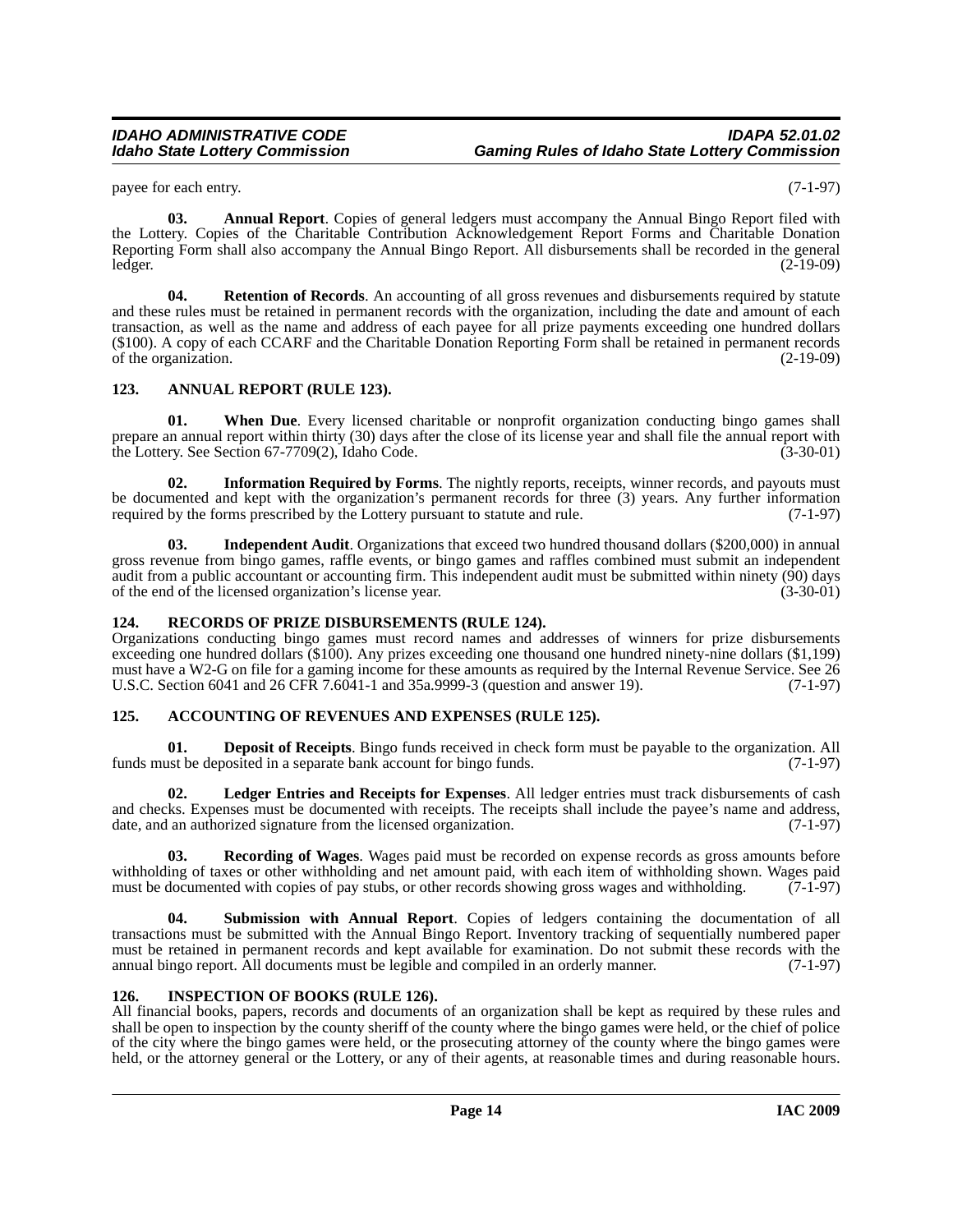payee for each entry. (7-1-97)

**03. Annual Report**. Copies of general ledgers must accompany the Annual Bingo Report filed with the Lottery. Copies of the Charitable Contribution Acknowledgement Report Forms and Charitable Donation Reporting Form shall also accompany the Annual Bingo Report. All disbursements shall be recorded in the general ledger. (2-19-09)

**04. Retention of Records**. An accounting of all gross revenues and disbursements required by statute and these rules must be retained in permanent records with the organization, including the date and amount of each transaction, as well as the name and address of each payee for all prize payments exceeding one hundred dollars ($100). A copy of each CCARF and the Charitable Donation Reporting Form shall be retained in permanent records of the organization. (2-19-09)

## 123. ANNUAL REPORT (RULE 123).

**01. When Due**. Every licensed charitable or nonprofit organization conducting bingo games shall prepare an annual report within thirty (30) days after the close of its license year and shall file the annual report with the Lottery. See Section 67-7709(2), Idaho Code. (3-30-01)

**02. Information Required by Forms**. The nightly reports, receipts, winner records, and payouts must be documented and kept with the organization's permanent records for three (3) years. Any further information required by the forms prescribed by the Lottery pursuant to statute and rule. (7-1-97)

**03. Independent Audit**. Organizations that exceed two hundred thousand dollars ($200,000) in annual gross revenue from bingo games, raffle events, or bingo games and raffles combined must submit an independent audit from a public accountant or accounting firm. This independent audit must be submitted within ninety (90) days of the end of the licensed organization's license year. (3-30-01)

## 124. RECORDS OF PRIZE DISBURSEMENTS (RULE 124).

Organizations conducting bingo games must record names and addresses of winners for prize disbursements exceeding one hundred dollars ($100). Any prizes exceeding one thousand one hundred ninety-nine dollars ($1,199) must have a W2-G on file for a gaming income for these amounts as required by the Internal Revenue Service. See 26 U.S.C. Section 6041 and 26 CFR 7.6041-1 and 35a.9999-3 (question and answer 19). (7-1-97)

## 125. ACCOUNTING OF REVENUES AND EXPENSES (RULE 125).

**01. Deposit of Receipts**. Bingo funds received in check form must be payable to the organization. All funds must be deposited in a separate bank account for bingo funds. (7-1-97)

**02. Ledger Entries and Receipts for Expenses**. All ledger entries must track disbursements of cash and checks. Expenses must be documented with receipts. The receipts shall include the payee's name and address, date, and an authorized signature from the licensed organization. (7-1-97)

**03. Recording of Wages**. Wages paid must be recorded on expense records as gross amounts before withholding of taxes or other withholding and net amount paid, with each item of withholding shown. Wages paid must be documented with copies of pay stubs, or other records showing gross wages and withholding. (7-1-97)

**04. Submission with Annual Report**. Copies of ledgers containing the documentation of all transactions must be submitted with the Annual Bingo Report. Inventory tracking of sequentially numbered paper must be retained in permanent records and kept available for examination. Do not submit these records with the annual bingo report. All documents must be legible and compiled in an orderly manner. (7-1-97)

## 126. INSPECTION OF BOOKS (RULE 126).

All financial books, papers, records and documents of an organization shall be kept as required by these rules and shall be open to inspection by the county sheriff of the county where the bingo games were held, or the chief of police of the city where the bingo games were held, or the prosecuting attorney of the county where the bingo games were held, or the attorney general or the Lottery, or any of their agents, at reasonable times and during reasonable hours.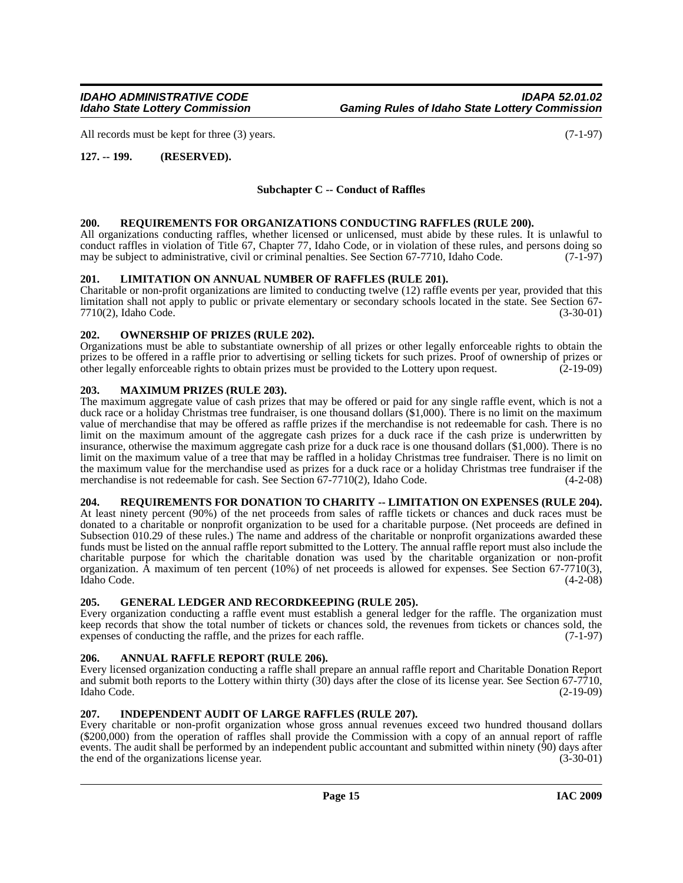All records must be kept for three (3) years. (7-1-97)

**127. -- 199. (RESERVED).**

### Subchapter C -- Conduct of Raffles

**200. REQUIREMENTS FOR ORGANIZATIONS CONDUCTING RAFFLES (RULE 200).**

All organizations conducting raffles, whether licensed or unlicensed, must abide by these rules. It is unlawful to conduct raffles in violation of Title 67, Chapter 77, Idaho Code, or in violation of these rules, and persons doing so may be subject to administrative, civil or criminal penalties. See Section 67-7710, Idaho Code. (7-1-97)

**201. LIMITATION ON ANNUAL NUMBER OF RAFFLES (RULE 201).**

Charitable or non-profit organizations are limited to conducting twelve (12) raffle events per year, provided that this limitation shall not apply to public or private elementary or secondary schools located in the state. See Section 67-7710(2), Idaho Code. (3-30-01)

**202. OWNERSHIP OF PRIZES (RULE 202).**

Organizations must be able to substantiate ownership of all prizes or other legally enforceable rights to obtain the prizes to be offered in a raffle prior to advertising or selling tickets for such prizes. Proof of ownership of prizes or other legally enforceable rights to obtain prizes must be provided to the Lottery upon request. (2-19-09)

**203. MAXIMUM PRIZES (RULE 203).**

The maximum aggregate value of cash prizes that may be offered or paid for any single raffle event, which is not a duck race or a holiday Christmas tree fundraiser, is one thousand dollars ($1,000). There is no limit on the maximum value of merchandise that may be offered as raffle prizes if the merchandise is not redeemable for cash. There is no limit on the maximum amount of the aggregate cash prizes for a duck race if the cash prize is underwritten by insurance, otherwise the maximum aggregate cash prize for a duck race is one thousand dollars ($1,000). There is no limit on the maximum value of a tree that may be raffled in a holiday Christmas tree fundraiser. There is no limit on the maximum value for the merchandise used as prizes for a duck race or a holiday Christmas tree fundraiser if the merchandise is not redeemable for cash. See Section 67-7710(2), Idaho Code. (4-2-08)

**204. REQUIREMENTS FOR DONATION TO CHARITY -- LIMITATION ON EXPENSES (RULE 204).**

At least ninety percent (90%) of the net proceeds from sales of raffle tickets or chances and duck races must be donated to a charitable or nonprofit organization to be used for a charitable purpose. (Net proceeds are defined in Subsection 010.29 of these rules.) The name and address of the charitable or nonprofit organizations awarded these funds must be listed on the annual raffle report submitted to the Lottery. The annual raffle report must also include the charitable purpose for which the charitable donation was used by the charitable organization or non-profit organization. A maximum of ten percent (10%) of net proceeds is allowed for expenses. See Section 67-7710(3), Idaho Code. (4-2-08)

**205. GENERAL LEDGER AND RECORDKEEPING (RULE 205).**

Every organization conducting a raffle event must establish a general ledger for the raffle. The organization must keep records that show the total number of tickets or chances sold, the revenues from tickets or chances sold, the expenses of conducting the raffle, and the prizes for each raffle. (7-1-97)

**206. ANNUAL RAFFLE REPORT (RULE 206).**

Every licensed organization conducting a raffle shall prepare an annual raffle report and Charitable Donation Report and submit both reports to the Lottery within thirty (30) days after the close of its license year. See Section 67-7710, Idaho Code. (2-19-09)

**207. INDEPENDENT AUDIT OF LARGE RAFFLES (RULE 207).**

Every charitable or non-profit organization whose gross annual revenues exceed two hundred thousand dollars ($200,000) from the operation of raffles shall provide the Commission with a copy of an annual report of raffle events. The audit shall be performed by an independent public accountant and submitted within ninety (90) days after the end of the organizations license year. (3-30-01)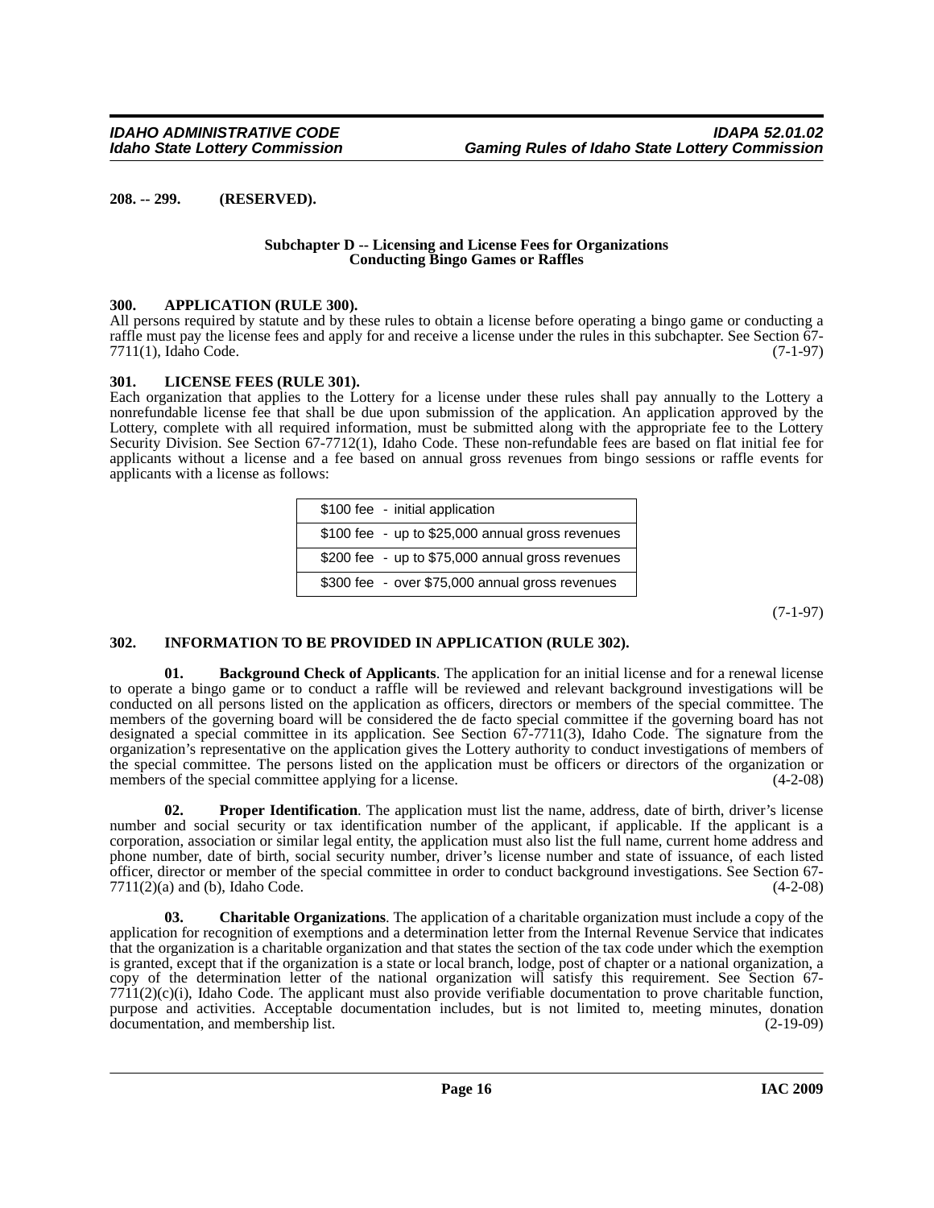**208. -- 299. (RESERVED).**

### Subchapter D -- Licensing and License Fees for Organizations Conducting Bingo Games or Raffles

**300. APPLICATION (RULE 300).**

All persons required by statute and by these rules to obtain a license before operating a bingo game or conducting a raffle must pay the license fees and apply for and receive a license under the rules in this subchapter. See Section 67-7711(1), Idaho Code. (7-1-97)

**301. LICENSE FEES (RULE 301).**

Each organization that applies to the Lottery for a license under these rules shall pay annually to the Lottery a nonrefundable license fee that shall be due upon submission of the application. An application approved by the Lottery, complete with all required information, must be submitted along with the appropriate fee to the Lottery Security Division. See Section 67-7712(1), Idaho Code. These non-refundable fees are based on flat initial fee for applicants without a license and a fee based on annual gross revenues from bingo sessions or raffle events for applicants with a license as follows:

| |
|---|
| $100 fee - initial application |
| $100 fee - up to $25,000 annual gross revenues |
| $200 fee - up to $75,000 annual gross revenues |
| $300 fee - over $75,000 annual gross revenues |

(7-1-97)

**302. INFORMATION TO BE PROVIDED IN APPLICATION (RULE 302).**

**01. Background Check of Applicants**. The application for an initial license and for a renewal license to operate a bingo game or to conduct a raffle will be reviewed and relevant background investigations will be conducted on all persons listed on the application as officers, directors or members of the special committee. The members of the governing board will be considered the de facto special committee if the governing board has not designated a special committee in its application. See Section 67-7711(3), Idaho Code. The signature from the organization's representative on the application gives the Lottery authority to conduct investigations of members of the special committee. The persons listed on the application must be officers or directors of the organization or members of the special committee applying for a license. (4-2-08)

**02. Proper Identification**. The application must list the name, address, date of birth, driver's license number and social security or tax identification number of the applicant, if applicable. If the applicant is a corporation, association or similar legal entity, the application must also list the full name, current home address and phone number, date of birth, social security number, driver's license number and state of issuance, of each listed officer, director or member of the special committee in order to conduct background investigations. See Section 67-7711(2)(a) and (b), Idaho Code. (4-2-08)

**03. Charitable Organizations**. The application of a charitable organization must include a copy of the application for recognition of exemptions and a determination letter from the Internal Revenue Service that indicates that the organization is a charitable organization and that states the section of the tax code under which the exemption is granted, except that if the organization is a state or local branch, lodge, post of chapter or a national organization, a copy of the determination letter of the national organization will satisfy this requirement. See Section 67-7711(2)(c)(i), Idaho Code. The applicant must also provide verifiable documentation to prove charitable function, purpose and activities. Acceptable documentation includes, but is not limited to, meeting minutes, donation documentation, and membership list. (2-19-09)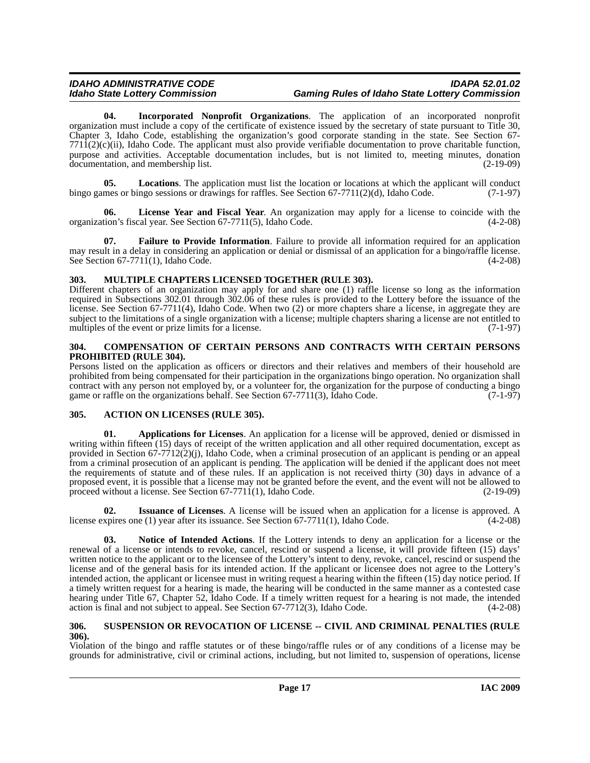**04. Incorporated Nonprofit Organizations**. The application of an incorporated nonprofit organization must include a copy of the certificate of existence issued by the secretary of state pursuant to Title 30, Chapter 3, Idaho Code, establishing the organization's good corporate standing in the state. See Section 67-7711(2)(c)(ii), Idaho Code. The applicant must also provide verifiable documentation to prove charitable function, purpose and activities. Acceptable documentation includes, but is not limited to, meeting minutes, donation documentation, and membership list. (2-19-09)

**05. Locations**. The application must list the location or locations at which the applicant will conduct bingo games or bingo sessions or drawings for raffles. See Section 67-7711(2)(d), Idaho Code. (7-1-97)

**06. License Year and Fiscal Year**. An organization may apply for a license to coincide with the organization's fiscal year. See Section 67-7711(5), Idaho Code. (4-2-08)

**07. Failure to Provide Information**. Failure to provide all information required for an application may result in a delay in considering an application or denial or dismissal of an application for a bingo/raffle license. See Section 67-7711(1), Idaho Code. (4-2-08)

## 303. MULTIPLE CHAPTERS LICENSED TOGETHER (RULE 303).

Different chapters of an organization may apply for and share one (1) raffle license so long as the information required in Subsections 302.01 through 302.06 of these rules is provided to the Lottery before the issuance of the license. See Section 67-7711(4), Idaho Code. When two (2) or more chapters share a license, in aggregate they are subject to the limitations of a single organization with a license; multiple chapters sharing a license are not entitled to multiples of the event or prize limits for a license. (7-1-97)

## 304. COMPENSATION OF CERTAIN PERSONS AND CONTRACTS WITH CERTAIN PERSONS PROHIBITED (RULE 304).

Persons listed on the application as officers or directors and their relatives and members of their household are prohibited from being compensated for their participation in the organizations bingo operation. No organization shall contract with any person not employed by, or a volunteer for, the organization for the purpose of conducting a bingo game or raffle on the organizations behalf. See Section 67-7711(3), Idaho Code. (7-1-97)

## 305. ACTION ON LICENSES (RULE 305).

**01. Applications for Licenses**. An application for a license will be approved, denied or dismissed in writing within fifteen (15) days of receipt of the written application and all other required documentation, except as provided in Section 67-7712(2)(j), Idaho Code, when a criminal prosecution of an applicant is pending or an appeal from a criminal prosecution of an applicant is pending. The application will be denied if the applicant does not meet the requirements of statute and of these rules. If an application is not received thirty (30) days in advance of a proposed event, it is possible that a license may not be granted before the event, and the event will not be allowed to proceed without a license. See Section 67-7711(1), Idaho Code. (2-19-09)

**02. Issuance of Licenses**. A license will be issued when an application for a license is approved. A license expires one (1) year after its issuance. See Section 67-7711(1), Idaho Code. (4-2-08)

**03. Notice of Intended Actions**. If the Lottery intends to deny an application for a license or the renewal of a license or intends to revoke, cancel, rescind or suspend a license, it will provide fifteen (15) days' written notice to the applicant or to the licensee of the Lottery's intent to deny, revoke, cancel, rescind or suspend the license and of the general basis for its intended action. If the applicant or licensee does not agree to the Lottery's intended action, the applicant or licensee must in writing request a hearing within the fifteen (15) day notice period. If a timely written request for a hearing is made, the hearing will be conducted in the same manner as a contested case hearing under Title 67, Chapter 52, Idaho Code. If a timely written request for a hearing is not made, the intended action is final and not subject to appeal. See Section 67-7712(3), Idaho Code. (4-2-08)

## 306. SUSPENSION OR REVOCATION OF LICENSE -- CIVIL AND CRIMINAL PENALTIES (RULE 306).

Violation of the bingo and raffle statutes or of these bingo/raffle rules or of any conditions of a license may be grounds for administrative, civil or criminal actions, including, but not limited to, suspension of operations, license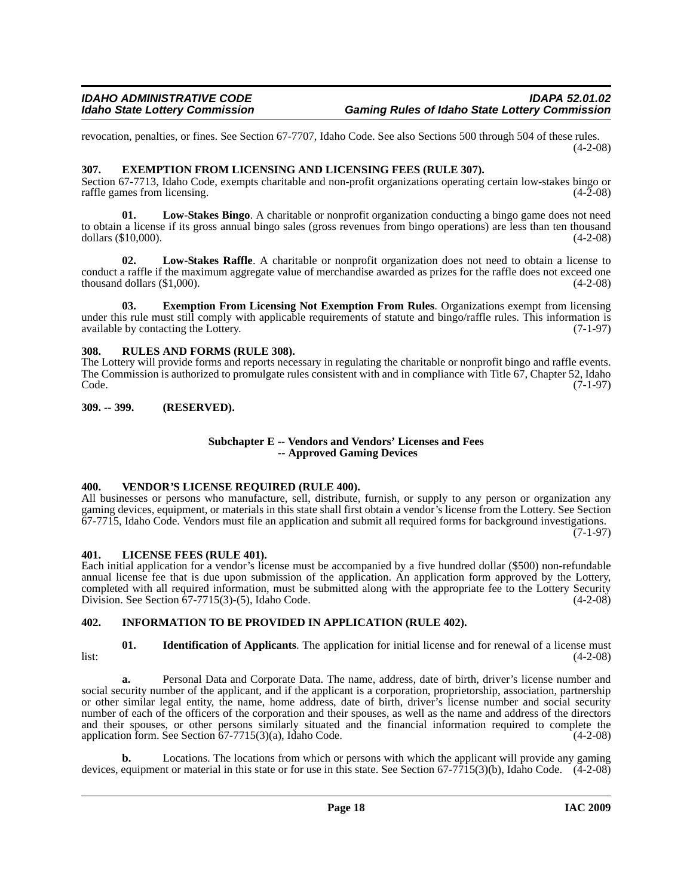revocation, penalties, or fines. See Section 67-7707, Idaho Code. See also Sections 500 through 504 of these rules. (4-2-08)

### 307. EXEMPTION FROM LICENSING AND LICENSING FEES (RULE 307).

Section 67-7713, Idaho Code, exempts charitable and non-profit organizations operating certain low-stakes bingo or raffle games from licensing. (4-2-08)

**01. Low-Stakes Bingo**. A charitable or nonprofit organization conducting a bingo game does not need to obtain a license if its gross annual bingo sales (gross revenues from bingo operations) are less than ten thousand dollars ($10,000). (4-2-08)

**02. Low-Stakes Raffle**. A charitable or nonprofit organization does not need to obtain a license to conduct a raffle if the maximum aggregate value of merchandise awarded as prizes for the raffle does not exceed one thousand dollars ($1,000). (4-2-08)

**03. Exemption From Licensing Not Exemption From Rules**. Organizations exempt from licensing under this rule must still comply with applicable requirements of statute and bingo/raffle rules. This information is available by contacting the Lottery. (7-1-97)

### 308. RULES AND FORMS (RULE 308).

The Lottery will provide forms and reports necessary in regulating the charitable or nonprofit bingo and raffle events. The Commission is authorized to promulgate rules consistent with and in compliance with Title 67, Chapter 52, Idaho Code. (7-1-97)

### 309. -- 399. (RESERVED).

## Subchapter E -- Vendors and Vendors' Licenses and Fees -- Approved Gaming Devices

### 400. VENDOR'S LICENSE REQUIRED (RULE 400).

All businesses or persons who manufacture, sell, distribute, furnish, or supply to any person or organization any gaming devices, equipment, or materials in this state shall first obtain a vendor's license from the Lottery. See Section 67-7715, Idaho Code. Vendors must file an application and submit all required forms for background investigations. (7-1-97)

### 401. LICENSE FEES (RULE 401).

Each initial application for a vendor's license must be accompanied by a five hundred dollar ($500) non-refundable annual license fee that is due upon submission of the application. An application form approved by the Lottery, completed with all required information, must be submitted along with the appropriate fee to the Lottery Security Division. See Section 67-7715(3)-(5), Idaho Code. (4-2-08)

### 402. INFORMATION TO BE PROVIDED IN APPLICATION (RULE 402).

**01. Identification of Applicants**. The application for initial license and for renewal of a license must list: (4-2-08)

**a.** Personal Data and Corporate Data. The name, address, date of birth, driver's license number and social security number of the applicant, and if the applicant is a corporation, proprietorship, association, partnership or other similar legal entity, the name, home address, date of birth, driver's license number and social security number of each of the officers of the corporation and their spouses, as well as the name and address of the directors and their spouses, or other persons similarly situated and the financial information required to complete the application form. See Section 67-7715(3)(a), Idaho Code. (4-2-08)

**b.** Locations. The locations from which or persons with which the applicant will provide any gaming devices, equipment or material in this state or for use in this state. See Section 67-7715(3)(b), Idaho Code. (4-2-08)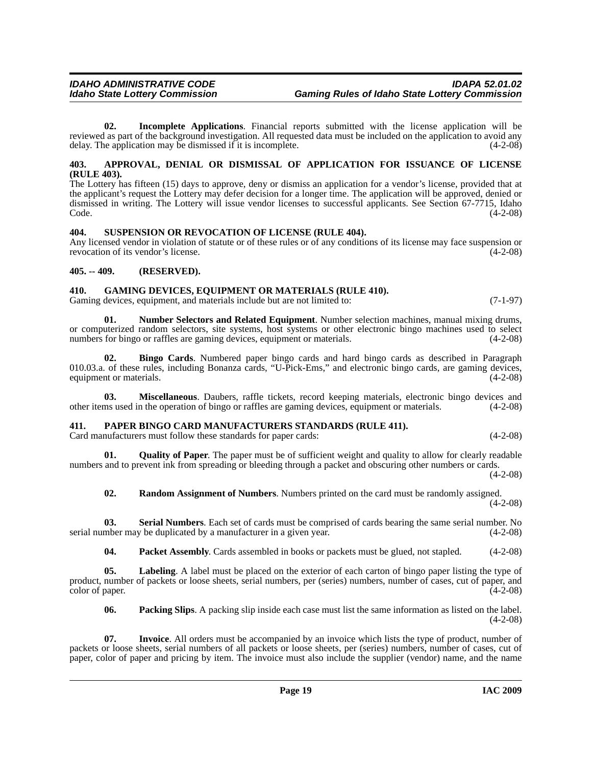**02. Incomplete Applications**. Financial reports submitted with the license application will be reviewed as part of the background investigation. All requested data must be included on the application to avoid any delay. The application may be dismissed if it is incomplete. (4-2-08)

## 403. APPROVAL, DENIAL OR DISMISSAL OF APPLICATION FOR ISSUANCE OF LICENSE (RULE 403).

The Lottery has fifteen (15) days to approve, deny or dismiss an application for a vendor's license, provided that at the applicant's request the Lottery may defer decision for a longer time. The application will be approved, denied or dismissed in writing. The Lottery will issue vendor licenses to successful applicants. See Section 67-7715, Idaho Code. (4-2-08)

## 404. SUSPENSION OR REVOCATION OF LICENSE (RULE 404).

Any licensed vendor in violation of statute or of these rules or of any conditions of its license may face suspension or revocation of its vendor's license. (4-2-08)

## 405. -- 409. (RESERVED).

## 410. GAMING DEVICES, EQUIPMENT OR MATERIALS (RULE 410).

Gaming devices, equipment, and materials include but are not limited to: (7-1-97)

**01. Number Selectors and Related Equipment**. Number selection machines, manual mixing drums, or computerized random selectors, site systems, host systems or other electronic bingo machines used to select numbers for bingo or raffles are gaming devices, equipment or materials. (4-2-08)

**02. Bingo Cards**. Numbered paper bingo cards and hard bingo cards as described in Paragraph 010.03.a. of these rules, including Bonanza cards, "U-Pick-Ems," and electronic bingo cards, are gaming devices, equipment or materials. (4-2-08)

**03. Miscellaneous**. Daubers, raffle tickets, record keeping materials, electronic bingo devices and other items used in the operation of bingo or raffles are gaming devices, equipment or materials. (4-2-08)

## 411. PAPER BINGO CARD MANUFACTURERS STANDARDS (RULE 411).

Card manufacturers must follow these standards for paper cards: (4-2-08)

**01. Quality of Paper**. The paper must be of sufficient weight and quality to allow for clearly readable numbers and to prevent ink from spreading or bleeding through a packet and obscuring other numbers or cards. (4-2-08)

**02. Random Assignment of Numbers**. Numbers printed on the card must be randomly assigned. (4-2-08)

**03. Serial Numbers**. Each set of cards must be comprised of cards bearing the same serial number. No serial number may be duplicated by a manufacturer in a given year. (4-2-08)

**04. Packet Assembly**. Cards assembled in books or packets must be glued, not stapled. (4-2-08)

**05. Labeling**. A label must be placed on the exterior of each carton of bingo paper listing the type of product, number of packets or loose sheets, serial numbers, per (series) numbers, number of cases, cut of paper, and color of paper. (4-2-08)

**06. Packing Slips**. A packing slip inside each case must list the same information as listed on the label. (4-2-08)

**07. Invoice**. All orders must be accompanied by an invoice which lists the type of product, number of packets or loose sheets, serial numbers of all packets or loose sheets, per (series) numbers, number of cases, cut of paper, color of paper and pricing by item. The invoice must also include the supplier (vendor) name, and the name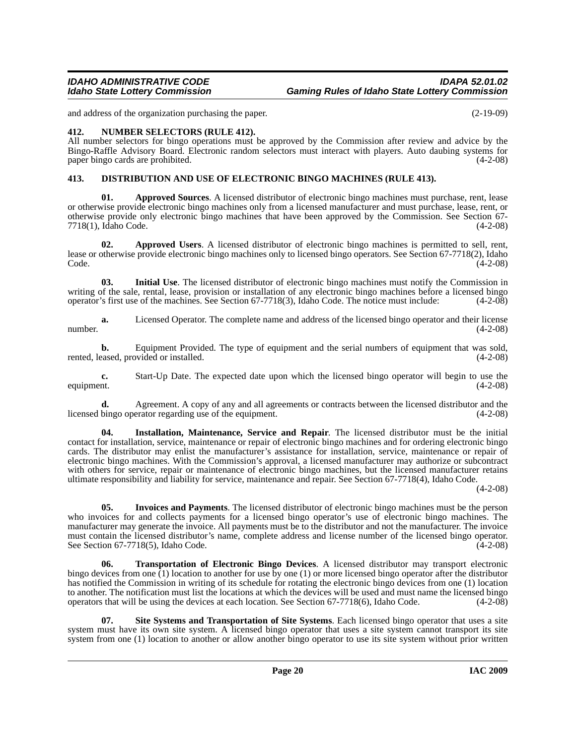and address of the organization purchasing the paper. (2-19-09)

### 412. NUMBER SELECTORS (RULE 412).

All number selectors for bingo operations must be approved by the Commission after review and advice by the Bingo-Raffle Advisory Board. Electronic random selectors must interact with players. Auto daubing systems for paper bingo cards are prohibited. (4-2-08)

### 413. DISTRIBUTION AND USE OF ELECTRONIC BINGO MACHINES (RULE 413).

**01. Approved Sources**. A licensed distributor of electronic bingo machines must purchase, rent, lease or otherwise provide electronic bingo machines only from a licensed manufacturer and must purchase, lease, rent, or otherwise provide only electronic bingo machines that have been approved by the Commission. See Section 67-7718(1), Idaho Code. (4-2-08)

**02. Approved Users**. A licensed distributor of electronic bingo machines is permitted to sell, rent, lease or otherwise provide electronic bingo machines only to licensed bingo operators. See Section 67-7718(2), Idaho Code. (4-2-08)

**03. Initial Use**. The licensed distributor of electronic bingo machines must notify the Commission in writing of the sale, rental, lease, provision or installation of any electronic bingo machines before a licensed bingo operator's first use of the machines. See Section 67-7718(3), Idaho Code. The notice must include: (4-2-08)

**a.** Licensed Operator. The complete name and address of the licensed bingo operator and their license number. (4-2-08)

**b.** Equipment Provided. The type of equipment and the serial numbers of equipment that was sold, rented, leased, provided or installed. (4-2-08)

**c.** Start-Up Date. The expected date upon which the licensed bingo operator will begin to use the equipment. (4-2-08)

**d.** Agreement. A copy of any and all agreements or contracts between the licensed distributor and the licensed bingo operator regarding use of the equipment. (4-2-08)

**04. Installation, Maintenance, Service and Repair**. The licensed distributor must be the initial contact for installation, service, maintenance or repair of electronic bingo machines and for ordering electronic bingo cards. The distributor may enlist the manufacturer's assistance for installation, service, maintenance or repair of electronic bingo machines. With the Commission's approval, a licensed manufacturer may authorize or subcontract with others for service, repair or maintenance of electronic bingo machines, but the licensed manufacturer retains ultimate responsibility and liability for service, maintenance and repair. See Section 67-7718(4), Idaho Code. (4-2-08)

**05. Invoices and Payments**. The licensed distributor of electronic bingo machines must be the person who invoices for and collects payments for a licensed bingo operator's use of electronic bingo machines. The manufacturer may generate the invoice. All payments must be to the distributor and not the manufacturer. The invoice must contain the licensed distributor's name, complete address and license number of the licensed bingo operator. See Section 67-7718(5), Idaho Code. (4-2-08)

**06. Transportation of Electronic Bingo Devices**. A licensed distributor may transport electronic bingo devices from one (1) location to another for use by one (1) or more licensed bingo operator after the distributor has notified the Commission in writing of its schedule for rotating the electronic bingo devices from one (1) location to another. The notification must list the locations at which the devices will be used and must name the licensed bingo operators that will be using the devices at each location. See Section 67-7718(6), Idaho Code. (4-2-08)

**07. Site Systems and Transportation of Site Systems**. Each licensed bingo operator that uses a site system must have its own site system. A licensed bingo operator that uses a site system cannot transport its site system from one (1) location to another or allow another bingo operator to use its site system without prior written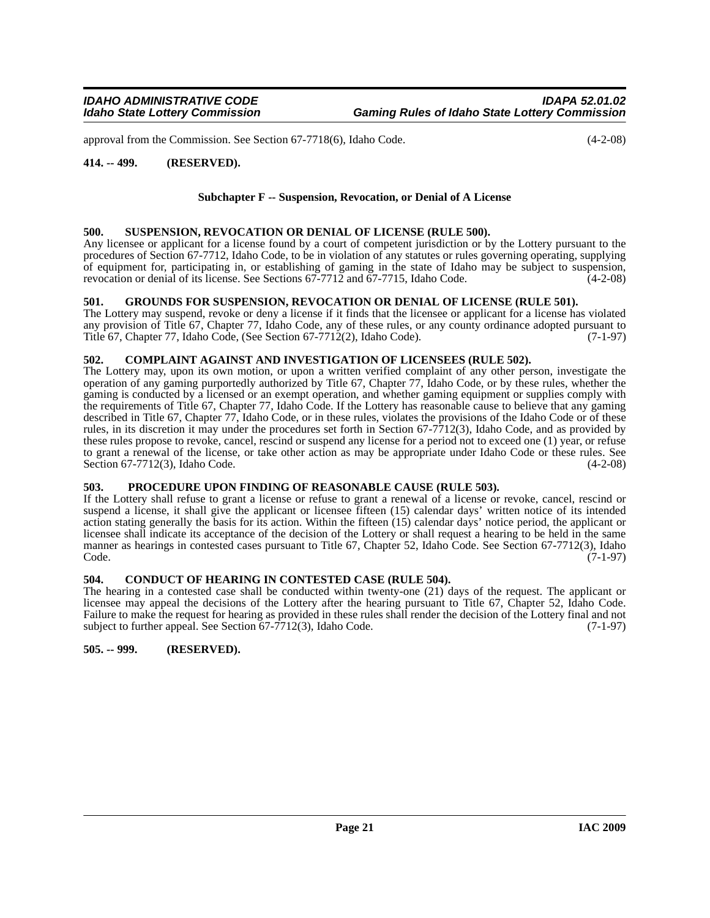approval from the Commission. See Section 67-7718(6), Idaho Code. (4-2-08)

**414. -- 499. (RESERVED).**

### Subchapter F -- Suspension, Revocation, or Denial of A License

**500. SUSPENSION, REVOCATION OR DENIAL OF LICENSE (RULE 500).**
Any licensee or applicant for a license found by a court of competent jurisdiction or by the Lottery pursuant to the procedures of Section 67-7712, Idaho Code, to be in violation of any statutes or rules governing operating, supplying of equipment for, participating in, or establishing of gaming in the state of Idaho may be subject to suspension, revocation or denial of its license. See Sections 67-7712 and 67-7715, Idaho Code. (4-2-08)

**501. GROUNDS FOR SUSPENSION, REVOCATION OR DENIAL OF LICENSE (RULE 501).**
The Lottery may suspend, revoke or deny a license if it finds that the licensee or applicant for a license has violated any provision of Title 67, Chapter 77, Idaho Code, any of these rules, or any county ordinance adopted pursuant to Title 67, Chapter 77, Idaho Code, (See Section 67-7712(2), Idaho Code). (7-1-97)

**502. COMPLAINT AGAINST AND INVESTIGATION OF LICENSEES (RULE 502).**
The Lottery may, upon its own motion, or upon a written verified complaint of any other person, investigate the operation of any gaming purportedly authorized by Title 67, Chapter 77, Idaho Code, or by these rules, whether the gaming is conducted by a licensed or an exempt operation, and whether gaming equipment or supplies comply with the requirements of Title 67, Chapter 77, Idaho Code. If the Lottery has reasonable cause to believe that any gaming described in Title 67, Chapter 77, Idaho Code, or in these rules, violates the provisions of the Idaho Code or of these rules, in its discretion it may under the procedures set forth in Section 67-7712(3), Idaho Code, and as provided by these rules propose to revoke, cancel, rescind or suspend any license for a period not to exceed one (1) year, or refuse to grant a renewal of the license, or take other action as may be appropriate under Idaho Code or these rules. See Section 67-7712(3), Idaho Code. (4-2-08)

**503. PROCEDURE UPON FINDING OF REASONABLE CAUSE (RULE 503).**
If the Lottery shall refuse to grant a license or refuse to grant a renewal of a license or revoke, cancel, rescind or suspend a license, it shall give the applicant or licensee fifteen (15) calendar days' written notice of its intended action stating generally the basis for its action. Within the fifteen (15) calendar days' notice period, the applicant or licensee shall indicate its acceptance of the decision of the Lottery or shall request a hearing to be held in the same manner as hearings in contested cases pursuant to Title 67, Chapter 52, Idaho Code. See Section 67-7712(3), Idaho Code. (7-1-97)

**504. CONDUCT OF HEARING IN CONTESTED CASE (RULE 504).**
The hearing in a contested case shall be conducted within twenty-one (21) days of the request. The applicant or licensee may appeal the decisions of the Lottery after the hearing pursuant to Title 67, Chapter 52, Idaho Code. Failure to make the request for hearing as provided in these rules shall render the decision of the Lottery final and not subject to further appeal. See Section 67-7712(3), Idaho Code. (7-1-97)

**505. -- 999. (RESERVED).**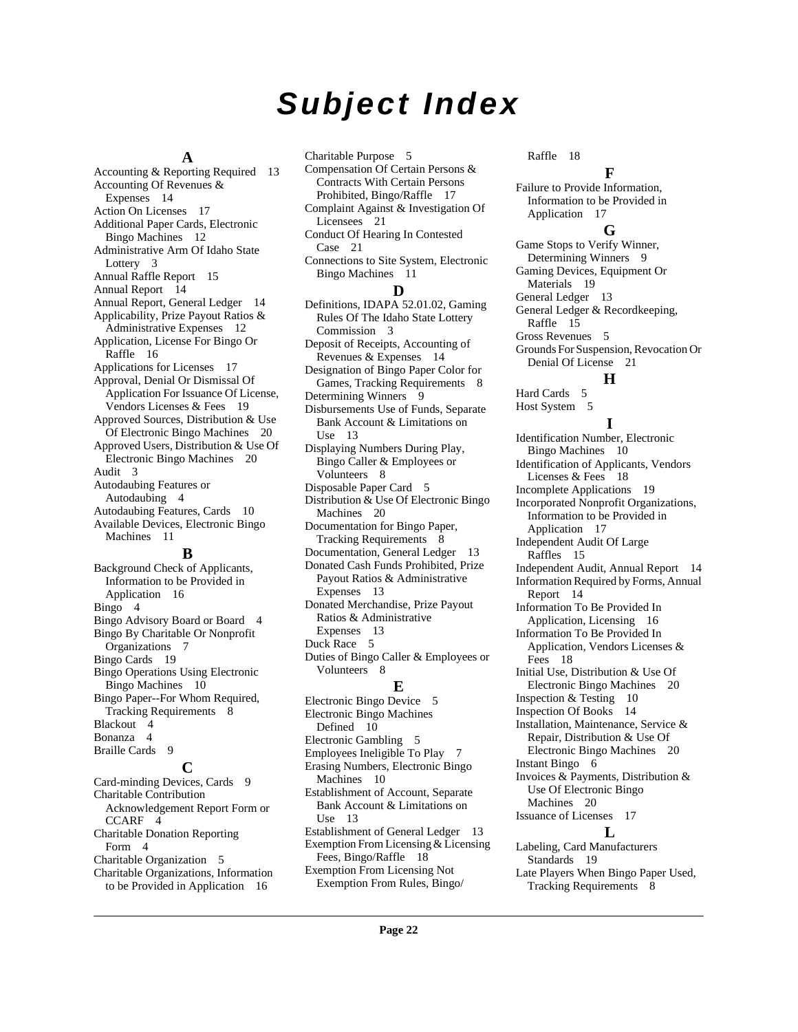# Subject Index

## A

Accounting & Reporting Required 13
Accounting Of Revenues & Expenses 14
Action On Licenses 17
Additional Paper Cards, Electronic Bingo Machines 12
Administrative Arm Of Idaho State Lottery 3
Annual Raffle Report 15
Annual Report 14
Annual Report, General Ledger 14
Applicability, Prize Payout Ratios & Administrative Expenses 12
Application, License For Bingo Or Raffle 16
Applications for Licenses 17
Approval, Denial Or Dismissal Of Application For Issuance Of License, Vendors Licenses & Fees 19
Approved Sources, Distribution & Use Of Electronic Bingo Machines 20
Approved Users, Distribution & Use Of Electronic Bingo Machines 20
Audit 3
Autodaubing Features or Autodaubing 4
Autodaubing Features, Cards 10
Available Devices, Electronic Bingo Machines 11

## B

Background Check of Applicants, Information to be Provided in Application 16
Bingo 4
Bingo Advisory Board or Board 4
Bingo By Charitable Or Nonprofit Organizations 7
Bingo Cards 19
Bingo Operations Using Electronic Bingo Machines 10
Bingo Paper--For Whom Required, Tracking Requirements 8
Blackout 4
Bonanza 4
Braille Cards 9

## C

Card-minding Devices, Cards 9
Charitable Contribution Acknowledgement Report Form or CCARF 4
Charitable Donation Reporting Form 4
Charitable Organization 5
Charitable Organizations, Information to be Provided in Application 16
Charitable Purpose 5
Compensation Of Certain Persons & Contracts With Certain Persons Prohibited, Bingo/Raffle 17
Complaint Against & Investigation Of Licensees 21
Conduct Of Hearing In Contested Case 21
Connections to Site System, Electronic Bingo Machines 11

## D

Definitions, IDAPA 52.01.02, Gaming Rules Of The Idaho State Lottery Commission 3
Deposit of Receipts, Accounting of Revenues & Expenses 14
Designation of Bingo Paper Color for Games, Tracking Requirements 8
Determining Winners 9
Disbursements Use of Funds, Separate Bank Account & Limitations on Use 13
Displaying Numbers During Play, Bingo Caller & Employees or Volunteers 8
Disposable Paper Card 5
Distribution & Use Of Electronic Bingo Machines 20
Documentation for Bingo Paper, Tracking Requirements 8
Documentation, General Ledger 13
Donated Cash Funds Prohibited, Prize Payout Ratios & Administrative Expenses 13
Donated Merchandise, Prize Payout Ratios & Administrative Expenses 13
Duck Race 5
Duties of Bingo Caller & Employees or Volunteers 8

## E

Electronic Bingo Device 5
Electronic Bingo Machines Defined 10
Electronic Gambling 5
Employees Ineligible To Play 7
Erasing Numbers, Electronic Bingo Machines 10
Establishment of Account, Separate Bank Account & Limitations on Use 13
Establishment of General Ledger 13
Exemption From Licensing & Licensing Fees, Bingo/Raffle 18
Exemption From Licensing Not Exemption From Rules, Bingo/Raffle 18

## F

Failure to Provide Information, Information to be Provided in Application 17

## G

Game Stops to Verify Winner, Determining Winners 9
Gaming Devices, Equipment Or Materials 19
General Ledger 13
General Ledger & Recordkeeping, Raffle 15
Gross Revenues 5
Grounds For Suspension, Revocation Or Denial Of License 21

## H

Hard Cards 5
Host System 5

## I

Identification Number, Electronic Bingo Machines 10
Identification of Applicants, Vendors Licenses & Fees 18
Incomplete Applications 19
Incorporated Nonprofit Organizations, Information to be Provided in Application 17
Independent Audit Of Large Raffles 15
Independent Audit, Annual Report 14
Information Required by Forms, Annual Report 14
Information To Be Provided In Application, Licensing 16
Information To Be Provided In Application, Vendors Licenses & Fees 18
Initial Use, Distribution & Use Of Electronic Bingo Machines 20
Inspection & Testing 10
Inspection Of Books 14
Installation, Maintenance, Service & Repair, Distribution & Use Of Electronic Bingo Machines 20
Instant Bingo 6
Invoices & Payments, Distribution & Use Of Electronic Bingo Machines 20
Issuance of Licenses 17

## L

Labeling, Card Manufacturers Standards 19
Late Players When Bingo Paper Used, Tracking Requirements 8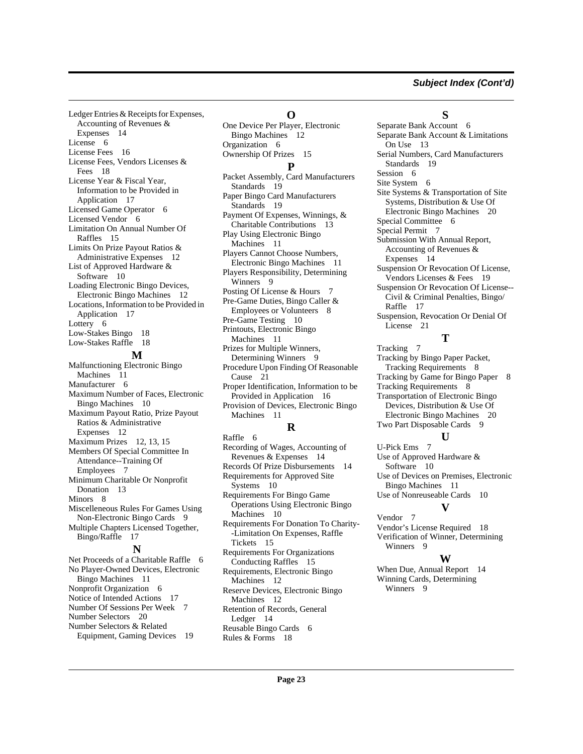## Subject Index (Cont'd)

Ledger Entries & Receipts for Expenses, Accounting of Revenues & Expenses 14
License 6
License Fees 16
License Fees, Vendors Licenses & Fees 18
License Year & Fiscal Year, Information to be Provided in Application 17
Licensed Game Operator 6
Licensed Vendor 6
Limitation On Annual Number Of Raffles 15
Limits On Prize Payout Ratios & Administrative Expenses 12
List of Approved Hardware & Software 10
Loading Electronic Bingo Devices, Electronic Bingo Machines 12
Locations, Information to be Provided in Application 17
Lottery 6
Low-Stakes Bingo 18
Low-Stakes Raffle 18

### M

Malfunctioning Electronic Bingo Machines 11
Manufacturer 6
Maximum Number of Faces, Electronic Bingo Machines 10
Maximum Payout Ratio, Prize Payout Ratios & Administrative Expenses 12
Maximum Prizes 12, 13, 15
Members Of Special Committee In Attendance--Training Of Employees 7
Minimum Charitable Or Nonprofit Donation 13
Minors 8
Miscelleneous Rules For Games Using Non-Electronic Bingo Cards 9
Multiple Chapters Licensed Together, Bingo/Raffle 17

### N

Net Proceeds of a Charitable Raffle 6
No Player-Owned Devices, Electronic Bingo Machines 11
Nonprofit Organization 6
Notice of Intended Actions 17
Number Of Sessions Per Week 7
Number Selectors 20
Number Selectors & Related Equipment, Gaming Devices 19

### O

One Device Per Player, Electronic Bingo Machines 12
Organization 6
Ownership Of Prizes 15

### P

Packet Assembly, Card Manufacturers Standards 19
Paper Bingo Card Manufacturers Standards 19
Payment Of Expenses, Winnings, & Charitable Contributions 13
Play Using Electronic Bingo Machines 11
Players Cannot Choose Numbers, Electronic Bingo Machines 11
Players Responsibility, Determining Winners 9
Posting Of License & Hours 7
Pre-Game Duties, Bingo Caller & Employees or Volunteers 8
Pre-Game Testing 10
Printouts, Electronic Bingo Machines 11
Prizes for Multiple Winners, Determining Winners 9
Procedure Upon Finding Of Reasonable Cause 21
Proper Identification, Information to be Provided in Application 16
Provision of Devices, Electronic Bingo Machines 11

### R

Raffle 6
Recording of Wages, Accounting of Revenues & Expenses 14
Records Of Prize Disbursements 14
Requirements for Approved Site Systems 10
Requirements For Bingo Game Operations Using Electronic Bingo Machines 10
Requirements For Donation To Charity--Limitation On Expenses, Raffle Tickets 15
Requirements For Organizations Conducting Raffles 15
Requirements, Electronic Bingo Machines 12
Reserve Devices, Electronic Bingo Machines 12
Retention of Records, General Ledger 14
Reusable Bingo Cards 6
Rules & Forms 18

### S

Separate Bank Account 6
Separate Bank Account & Limitations On Use 13
Serial Numbers, Card Manufacturers Standards 19
Session 6
Site System 6
Site Systems & Transportation of Site Systems, Distribution & Use Of Electronic Bingo Machines 20
Special Committee 6
Special Permit 7
Submission With Annual Report, Accounting of Revenues & Expenses 14
Suspension Or Revocation Of License, Vendors Licenses & Fees 19
Suspension Or Revocation Of License--Civil & Criminal Penalties, Bingo/Raffle 17
Suspension, Revocation Or Denial Of License 21

### T

Tracking 7
Tracking by Bingo Paper Packet, Tracking Requirements 8
Tracking by Game for Bingo Paper 8
Tracking Requirements 8
Transportation of Electronic Bingo Devices, Distribution & Use Of Electronic Bingo Machines 20
Two Part Disposable Cards 9

### U

U-Pick Ems 7
Use of Approved Hardware & Software 10
Use of Devices on Premises, Electronic Bingo Machines 11
Use of Nonreuseable Cards 10

### V

Vendor 7
Vendor's License Required 18
Verification of Winner, Determining Winners 9

### W

When Due, Annual Report 14
Winning Cards, Determining Winners 9